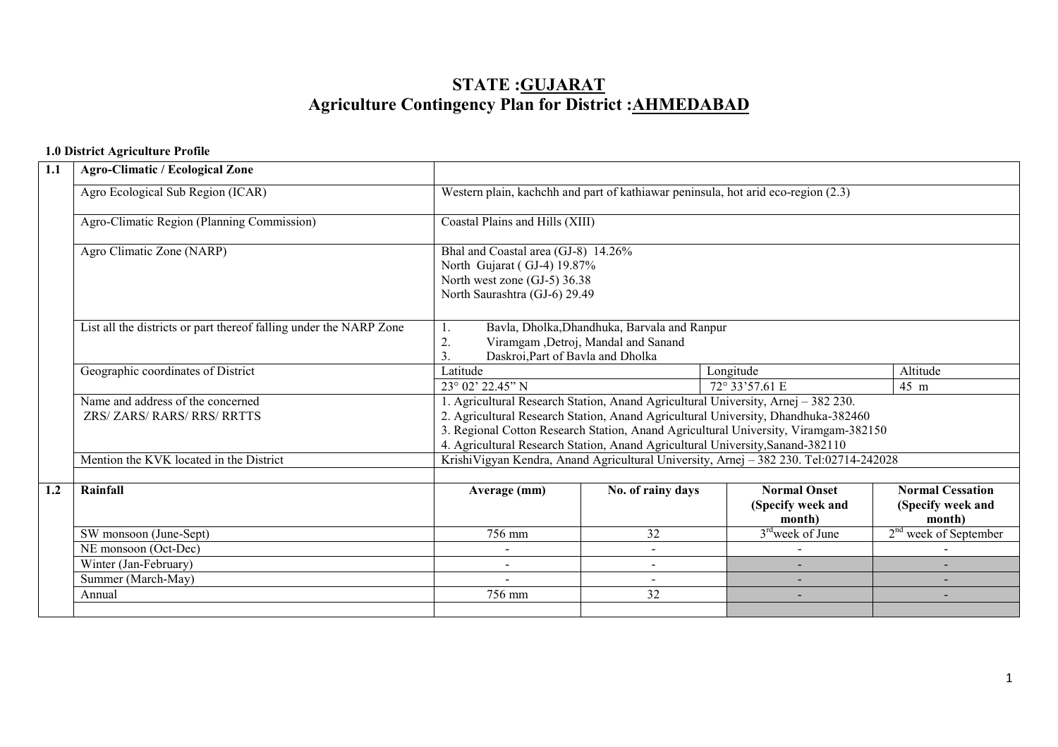# STATE :GUJARAT
# Agriculture Contingency Plan for District :AHMEDABAD

**1.0 District Agriculture Profile**

| 1.1 | **Agro-Climatic / Ecological Zone** | | | | |
|---|---|---|---|---|---|
| | Agro Ecological Sub Region (ICAR) | Western plain, kachchh and part of kathiawar peninsula, hot arid eco-region (2.3) | | | |
| | Agro-Climatic Region (Planning Commission) | Coastal Plains and Hills (XIII) | | | |
| | Agro Climatic Zone (NARP) | Bhal and Coastal area (GJ-8) 14.26%<br>North Gujarat ( GJ-4) 19.87%<br>North west zone (GJ-5) 36.38<br>North Saurashtra (GJ-6) 29.49 | | | |
| | List all the districts or part thereof falling under the NARP Zone | 1. Bavla, Dholka,Dhandhuka, Barvala and Ranpur<br>2. Viramgam ,Detroj, Mandal and Sanand<br>3. Daskroi,Part of Bavla and Dholka | | | |
| | Geographic coordinates of District | Latitude | | Longitude | Altitude |
| | | 23° 02' 22.45" N | | 72° 33'57.61 E | 45 m |
| | Name and address of the concerned ZRS/ ZARS/ RARS/ RRS/ RRTTS | 1. Agricultural Research Station, Anand Agricultural University, Arnej – 382 230.<br>2. Agricultural Research Station, Anand Agricultural University, Dhandhuka-382460<br>3. Regional Cotton Research Station, Anand Agricultural University, Viramgam-382150<br>4. Agricultural Research Station, Anand Agricultural University,Sanand-382110 | | | |
| | Mention the KVK located in the District | KrishiVigyan Kendra, Anand Agricultural University, Arnej – 382 230. Tel:02714-242028 | | | |
| **1.2** | **Rainfall** | **Average (mm)** | **No. of rainy days** | **Normal Onset (Specify week and month)** | **Normal Cessation (Specify week and month)** |
| | SW monsoon (June-Sept) | 756 mm | 32 | 3rd week of June | 2nd week of September |
| | NE monsoon (Oct-Dec) | - | - | - | - |
| | Winter (Jan-February) | - | - | - | - |
| | Summer (March-May) | - | - | - | - |
| | Annual | 756 mm | 32 | - | - |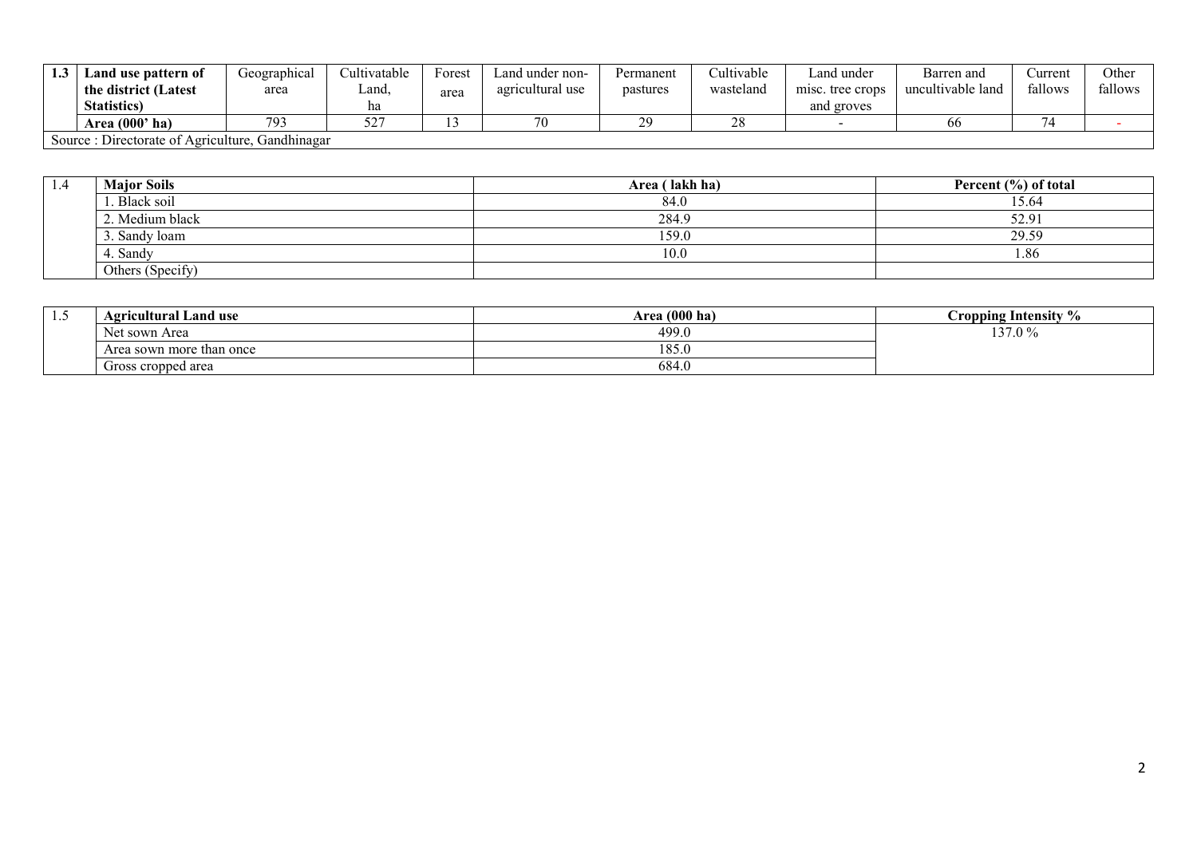| 1.3 | Land use pattern of the district (Latest Statistics) | Geographical area | Cultivatable Land, ha | Forest area | Land under non-agricultural use | Permanent pastures | Cultivable wasteland | Land under misc. tree crops and groves | Barren and uncultivable land | Current fallows | Other fallows |
|---|---|---|---|---|---|---|---|---|---|---|---|
| | Area (000' ha) | 793 | 527 | 13 | 70 | 29 | 28 | - | 66 | 74 | - |
| Source : Directorate of Agriculture, Gandhinagar | | | | | | | | | | | |

| 1.4 | Major Soils | Area ( lakh ha) | Percent (%) of total |
|---|---|---|---|
| | 1. Black soil | 84.0 | 15.64 |
| | 2. Medium black | 284.9 | 52.91 |
| | 3. Sandy loam | 159.0 | 29.59 |
| | 4. Sandy | 10.0 | 1.86 |
| | Others (Specify) | | |

| 1.5 | Agricultural Land use | Area (000 ha) | Cropping Intensity % |
|---|---|---|---|
| | Net sown Area | 499.0 | 137.0 % |
| | Area sown more than once | 185.0 | |
| | Gross cropped area | 684.0 | |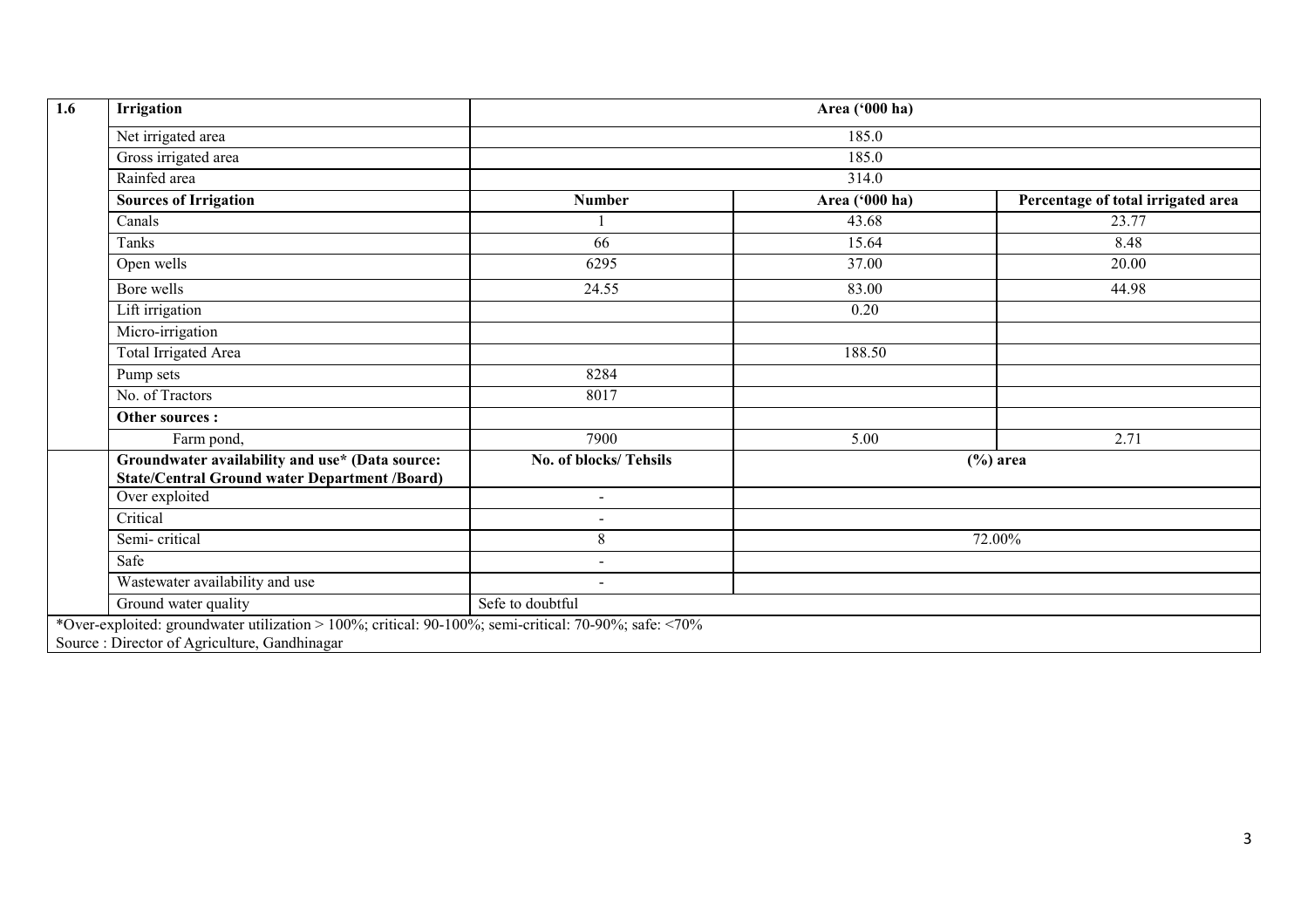| 1.6 | Irrigation | Area ('000 ha) | | |
|---|---|---|---|---|
| | Net irrigated area | 185.0 | | |
| | Gross irrigated area | 185.0 | | |
| | Rainfed area | 314.0 | | |
| | **Sources of Irrigation** | **Number** | **Area ('000 ha)** | **Percentage of total irrigated area** |
| | Canals | 1 | 43.68 | 23.77 |
| | Tanks | 66 | 15.64 | 8.48 |
| | Open wells | 6295 | 37.00 | 20.00 |
| | Bore wells | 24.55 | 83.00 | 44.98 |
| | Lift irrigation | | 0.20 | |
| | Micro-irrigation | | | |
| | Total Irrigated Area | | 188.50 | |
| | Pump sets | 8284 | | |
| | No. of Tractors | 8017 | | |
| | **Other sources :** | | | |
| | Farm pond, | 7900 | 5.00 | 2.71 |
| | **Groundwater availability and use* (Data source: State/Central Ground water Department /Board)** | **No. of blocks/ Tehsils** | **(%) area** | |
| | Over exploited | - | | |
| | Critical | - | | |
| | Semi- critical | 8 | 72.00% | |
| | Safe | - | | |
| | Wastewater availability and use | - | | |
| | Ground water quality | Sefe to doubtful | | |

*Over-exploited: groundwater utilization > 100%; critical: 90-100%; semi-critical: 70-90%; safe: <70%

Source : Director of Agriculture, Gandhinagar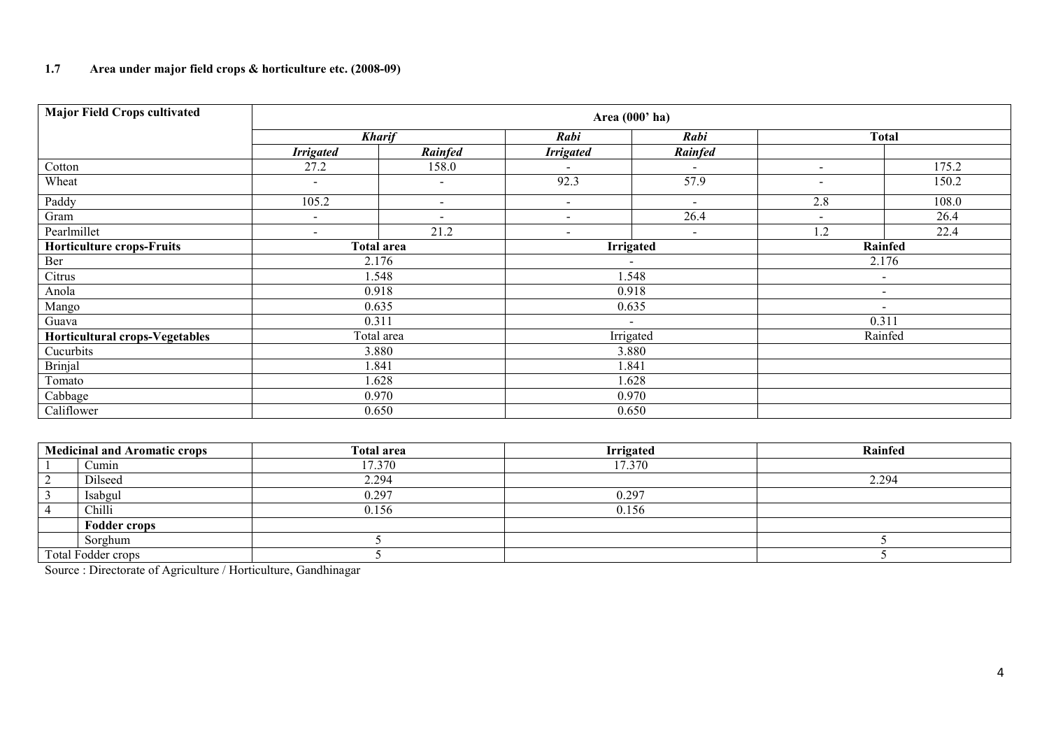### 1.7 Area under major field crops & horticulture etc. (2008-09)

| Major Field Crops cultivated | Area (000' ha) | | | | | |
|---|---|---|---|---|---|---|
| | *Kharif* | | *Rabi* | *Rabi* | Total | |
| | *Irrigated* | *Rainfed* | *Irrigated* | *Rainfed* | | |
| Cotton | 27.2 | 158.0 | - | - | - | 175.2 |
| Wheat | - | - | 92.3 | 57.9 | - | 150.2 |
| Paddy | 105.2 | - | - | - | 2.8 | 108.0 |
| Gram | - | - | - | 26.4 | - | 26.4 |
| Pearlmillet | - | 21.2 | - | - | 1.2 | 22.4 |
| **Horticulture crops-Fruits** | **Total area** | | **Irrigated** | | **Rainfed** | |
| Ber | 2.176 | | - | | 2.176 | |
| Citrus | 1.548 | | 1.548 | | - | |
| Anola | 0.918 | | 0.918 | | - | |
| Mango | 0.635 | | 0.635 | | - | |
| Guava | 0.311 | | - | | 0.311 | |
| **Horticultural crops-Vegetables** | Total area | | Irrigated | | Rainfed | |
| Cucurbits | 3.880 | | 3.880 | | | |
| Brinjal | 1.841 | | 1.841 | | | |
| Tomato | 1.628 | | 1.628 | | | |
| Cabbage | 0.970 | | 0.970 | | | |
| Califlower | 0.650 | | 0.650 | | | |

| Medicinal and Aromatic crops | | Total area | Irrigated | Rainfed |
|---|---|---|---|---|
| 1 | Cumin | 17.370 | 17.370 | |
| 2 | Dilseed | 2.294 | | 2.294 |
| 3 | Isabgul | 0.297 | 0.297 | |
| 4 | Chilli | 0.156 | 0.156 | |
| | **Fodder crops** | | | |
| | Sorghum | 5 | | 5 |
| Total Fodder crops | | 5 | | 5 |

Source : Directorate of Agriculture / Horticulture, Gandhinagar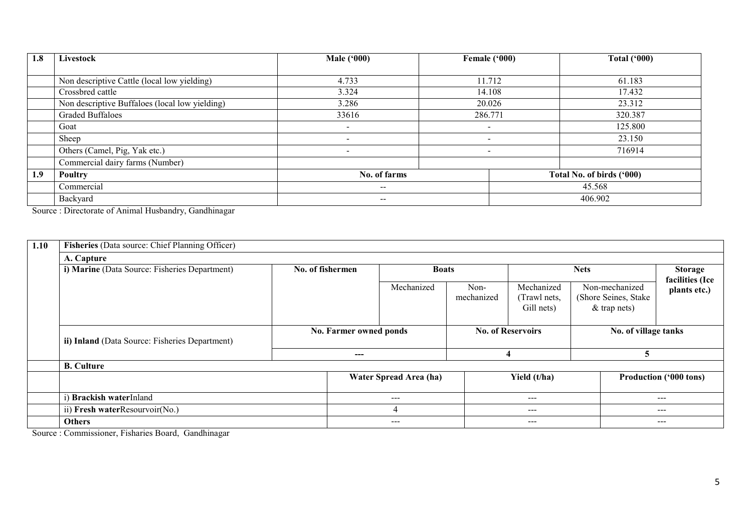| 1.8 | Livestock | Male ('000) | Female ('000) | Total ('000) |
|---|---|---|---|---|
| | Non descriptive Cattle (local low yielding) | 4.733 | 11.712 | 61.183 |
| | Crossbred cattle | 3.324 | 14.108 | 17.432 |
| | Non descriptive Buffaloes (local low yielding) | 3.286 | 20.026 | 23.312 |
| | Graded Buffaloes | 33616 | 286.771 | 320.387 |
| | Goat | - | - | 125.800 |
| | Sheep | - | - | 23.150 |
| | Others (Camel, Pig, Yak etc.) | - | - | 716914 |
| | Commercial dairy farms (Number) | | | |

| 1.9 | Poultry | No. of farms | Total No. of birds ('000) |
|---|---|---|---|
| | Commercial | -- | 45.568 |
| | Backyard | -- | 406.902 |

Source : Directorate of Animal Husbandry, Gandhinagar

| 1.10 | Fisheries (Data source: Chief Planning Officer) | | | | | | |
|---|---|---|---|---|---|---|---|
| | A. Capture | | | | | | |
| | i) Marine (Data Source: Fisheries Department) | No. of fishermen | Boats | | Nets | | Storage facilities (Ice plants etc.) |
| | | | Mechanized | Non-mechanized | Mechanized (Trawl nets, Gill nets) | Non-mechanized (Shore Seines, Stake & trap nets) | |
| | ii) Inland (Data Source: Fisheries Department) | No. Farmer owned ponds | | No. of Reservoirs | | No. of village tanks | |
| | | --- | | 4 | | 5 | |

| | B. Culture | Water Spread Area (ha) | Yield (t/ha) | Production ('000 tons) |
|---|---|---|---|---|
| | i) Brackish waterInland | --- | --- | --- |
| | ii) Fresh waterResourvoir(No.) | 4 | --- | --- |
| | Others | --- | --- | --- |

Source : Commissioner, Fisharies Board, Gandhinagar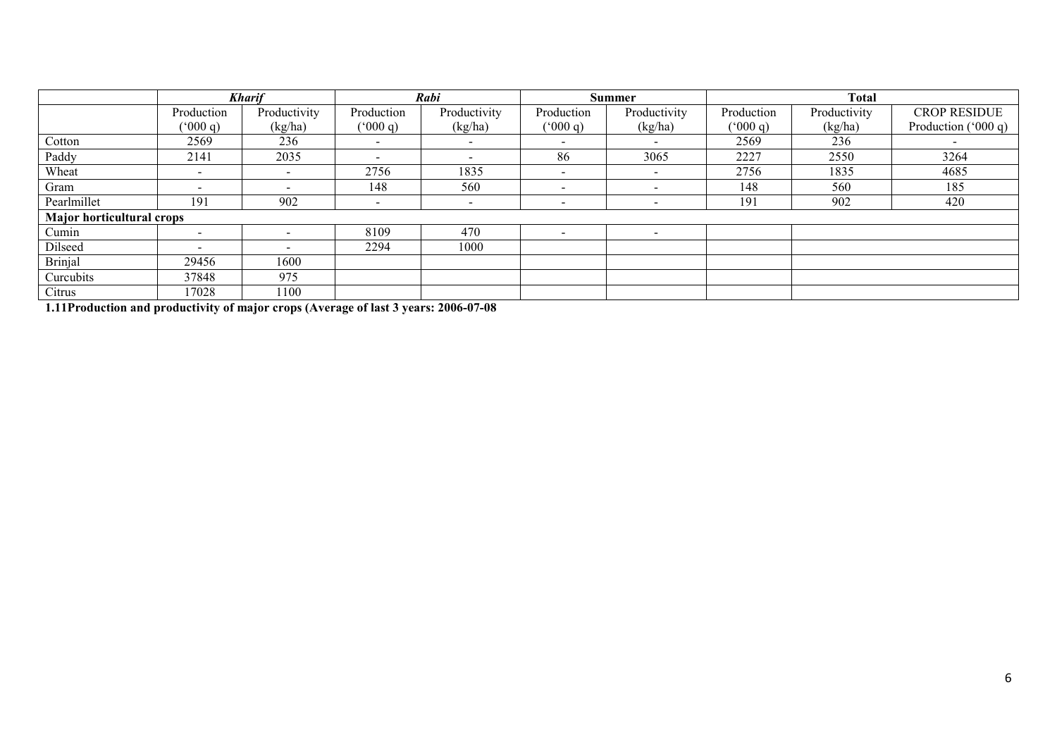| | *Kharif* | | *Rabi* | | Summer | | Total | | |
|---|---|---|---|---|---|---|---|---|---|
| | Production ('000 q) | Productivity (kg/ha) | Production ('000 q) | Productivity (kg/ha) | Production ('000 q) | Productivity (kg/ha) | Production ('000 q) | Productivity (kg/ha) | CROP RESIDUE Production ('000 q) |
| Cotton | 2569 | 236 | - | - | - | - | 2569 | 236 | - |
| Paddy | 2141 | 2035 | - | - | 86 | 3065 | 2227 | 2550 | 3264 |
| Wheat | - | - | 2756 | 1835 | - | - | 2756 | 1835 | 4685 |
| Gram | - | - | 148 | 560 | - | - | 148 | 560 | 185 |
| Pearlmillet | 191 | 902 | - | - | - | - | 191 | 902 | 420 |
| **Major horticultural crops** | | | | | | | | | |
| Cumin | - | - | 8109 | 470 | - | - | | | |
| Dilseed | - | - | 2294 | 1000 | | | | | |
| Brinjal | 29456 | 1600 | | | | | | | |
| Curcubits | 37848 | 975 | | | | | | | |
| Citrus | 17028 | 1100 | | | | | | | |

**1.11Production and productivity of major crops (Average of last 3 years: 2006-07-08**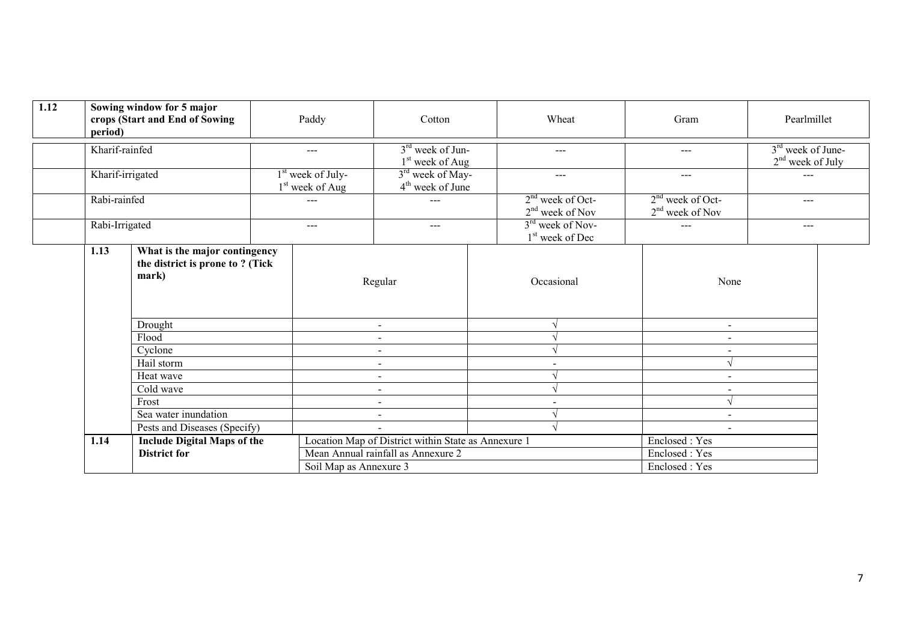| 1.12 | Sowing window for 5 major crops (Start and End of Sowing period) | Paddy | Cotton | Wheat | Gram | Pearlmillet |
|---|---|---|---|---|---|---|
| | Kharif-rainfed | --- | 3rd week of Jun- 1st week of Aug | --- | --- | 3rd week of June- 2nd week of July |
| | Kharif-irrigated | 1st week of July- 1st week of Aug | 3rd week of May- 4th week of June | --- | --- | --- |
| | Rabi-rainfed | --- | --- | 2nd week of Oct- 2nd week of Nov | 2nd week of Oct- 2nd week of Nov | --- |
| | Rabi-Irrigated | --- | --- | 3rd week of Nov- 1st week of Dec | --- | --- |

| 1.13 | What is the major contingency the district is prone to ? (Tick mark) | Regular | Occasional | None |
|---|---|---|---|---|
| | Drought | - | √ | - |
| | Flood | - | √ | - |
| | Cyclone | - | √ | - |
| | Hail storm | - | - | √ |
| | Heat wave | - | √ | - |
| | Cold wave | - | √ | - |
| | Frost | - | - | √ |
| | Sea water inundation | - | √ | - |
| | Pests and Diseases (Specify) | - | √ | - |

| 1.14 | Include Digital Maps of the District for | | |
|---|---|---|---|
| | | Location Map of District within State as Annexure 1 | Enclosed : Yes |
| | | Mean Annual rainfall as Annexure 2 | Enclosed : Yes |
| | | Soil Map as Annexure 3 | Enclosed : Yes |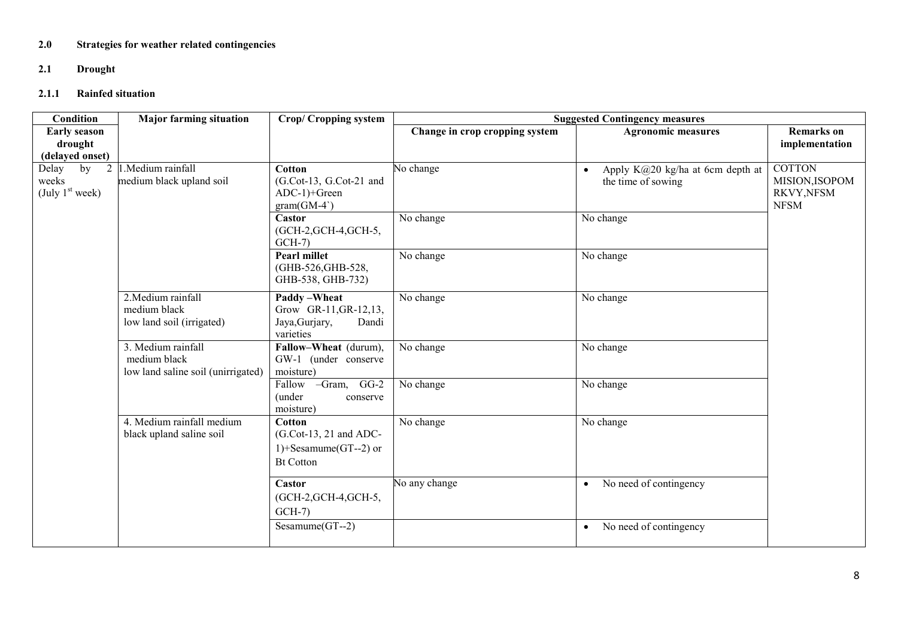## 2.0 Strategies for weather related contingencies

### 2.1 Drought

#### 2.1.1 Rainfed situation

| Condition | Major farming situation | Crop/ Cropping system | Suggested Contingency measures | | |
|---|---|---|---|---|---|
| **Early season drought (delayed onset)** | | | **Change in crop cropping system** | **Agronomic measures** | **Remarks on implementation** |
| Delay by 2 weeks (July 1st week) | 1.Medium rainfall medium black upland soil | **Cotton** (G.Cot-13, G.Cot-21 and ADC-1)+Green gram(GM-4`) | No change | • Apply K@20 kg/ha at 6cm depth at the time of sowing | COTTON MISION,ISOPOM RKVY,NFSM NFSM |
| | | **Castor** (GCH-2,GCH-4,GCH-5, GCH-7) | No change | No change | |
| | | **Pearl millet** (GHB-526,GHB-528, GHB-538, GHB-732) | No change | No change | |
| | 2.Medium rainfall medium black low land soil (irrigated) | **Paddy –Wheat** Grow GR-11,GR-12,13, Jaya,Gurjary, Dandi varieties | No change | No change | |
| | 3. Medium rainfall medium black low land saline soil (unirrigated) | **Fallow–Wheat** (durum), GW-1 (under conserve moisture) | No change | No change | |
| | | Fallow –Gram, GG-2 (under conserve moisture) | No change | No change | |
| | 4. Medium rainfall medium black upland saline soil | **Cotton** (G.Cot-13, 21 and ADC-1)+Sesamume(GT--2) or Bt Cotton | No change | No change | |
| | | **Castor** (GCH-2,GCH-4,GCH-5, GCH-7) | No any change | • No need of contingency | |
| | | Sesamume(GT--2) | | • No need of contingency | |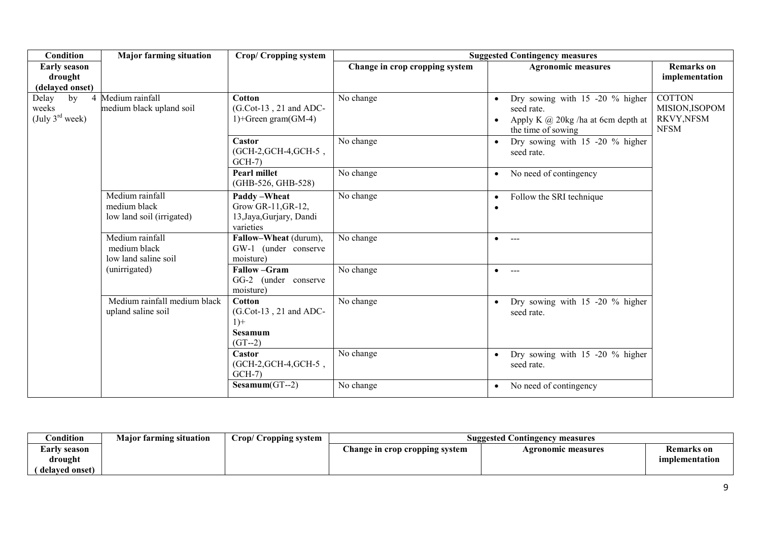| Condition | Major farming situation | Crop/ Cropping system | Suggested Contingency measures | | |
|---|---|---|---|---|---|
| **Early season drought (delayed onset)** | | | **Change in crop cropping system** | **Agronomic measures** | **Remarks on implementation** |
| Delay by 4 weeks (July 3rd week) | Medium rainfall medium black upland soil | **Cotton** (G.Cot-13 , 21 and ADC-1)+Green gram(GM-4) | No change | • Dry sowing with 15 -20 % higher seed rate.<br>• Apply K @ 20kg /ha at 6cm depth at the time of sowing | COTTON MISION,ISOPOM RKVY,NFSM NFSM |
| | | **Castor** (GCH-2,GCH-4,GCH-5 , GCH-7) | No change | • Dry sowing with 15 -20 % higher seed rate. | |
| | | **Pearl millet** (GHB-526, GHB-528) | No change | • No need of contingency | |
| | Medium rainfall medium black low land soil (irrigated) | **Paddy –Wheat** Grow GR-11,GR-12, 13,Jaya,Gurjary, Dandi varieties | No change | • Follow the SRI technique<br>• | |
| | Medium rainfall medium black low land saline soil (unirrigated) | **Fallow–Wheat** (durum), GW-1 (under conserve moisture) | No change | • --- | |
| | | **Fallow –Gram** GG-2 (under conserve moisture) | No change | • --- | |
| | Medium rainfall medium black upland saline soil | **Cotton** (G.Cot-13 , 21 and ADC-1)+ **Sesamum** (GT--2) | No change | • Dry sowing with 15 -20 % higher seed rate. | |
| | | **Castor** (GCH-2,GCH-4,GCH-5 , GCH-7) | No change | • Dry sowing with 15 -20 % higher seed rate. | |
| | | **Sesamum**(GT--2) | No change | • No need of contingency | |

| Condition | Major farming situation | Crop/ Cropping system | Suggested Contingency measures | | |
|---|---|---|---|---|---|
| **Early season drought ( delayed onset)** | | | **Change in crop cropping system** | **Agronomic measures** | **Remarks on implementation** |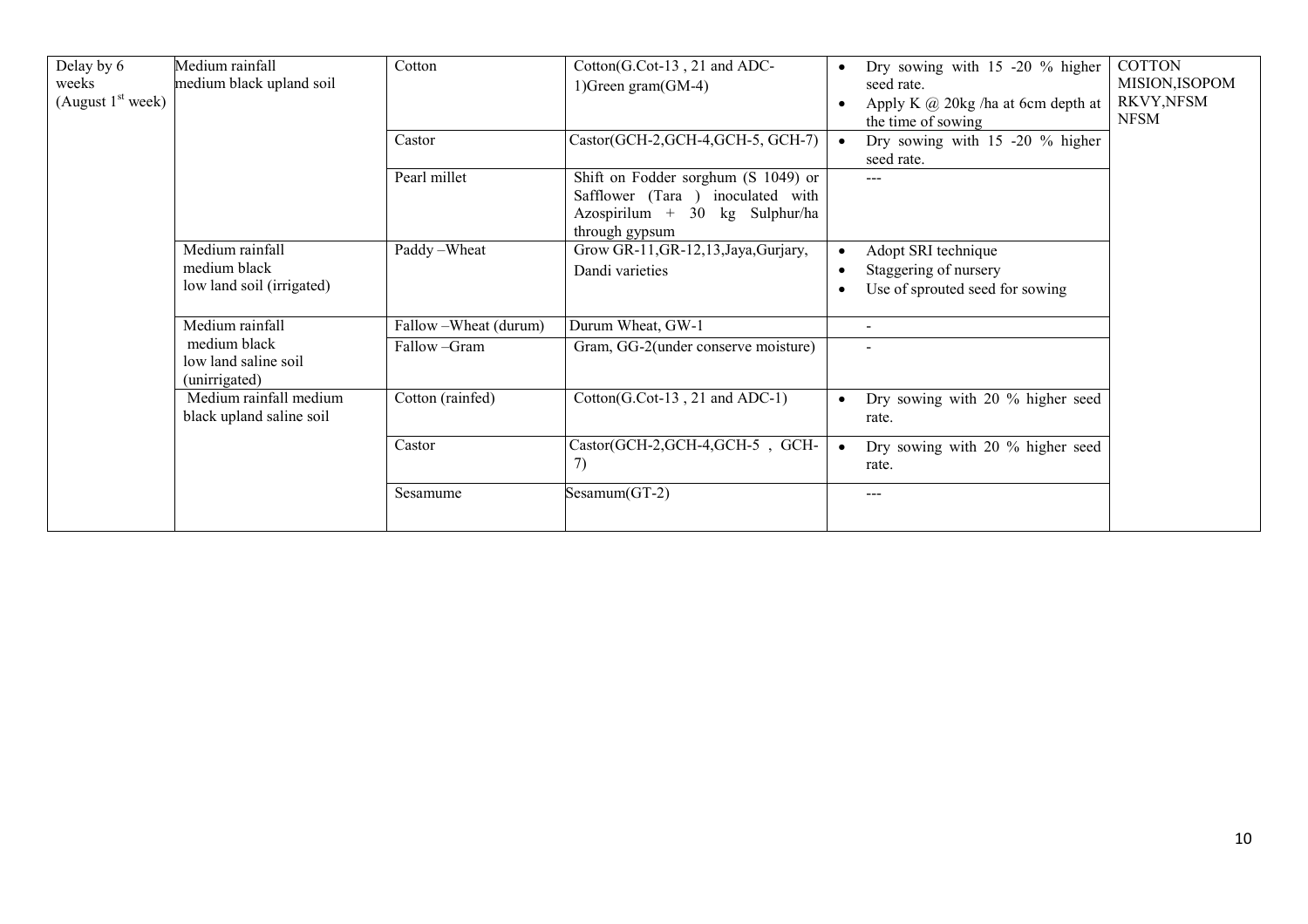| Delay by 6 weeks (August 1st week) | Medium rainfall medium black upland soil | Cotton | Cotton(G.Cot-13 , 21 and ADC-1)Green gram(GM-4) | • Dry sowing with 15 -20 % higher seed rate.<br>• Apply K @ 20kg /ha at 6cm depth at the time of sowing | COTTON MISION,ISOPOM RKVY,NFSM NFSM |
|---|---|---|---|---|---|
| | | Castor | Castor(GCH-2,GCH-4,GCH-5, GCH-7) | • Dry sowing with 15 -20 % higher seed rate. | |
| | | Pearl millet | Shift on Fodder sorghum (S 1049) or Safflower (Tara ) inoculated with Azospirilum + 30 kg Sulphur/ha through gypsum | --- | |
| | Medium rainfall medium black low land soil (irrigated) | Paddy –Wheat | Grow GR-11,GR-12,13,Jaya,Gurjary, Dandi varieties | • Adopt SRI technique<br>• Staggering of nursery<br>• Use of sprouted seed for sowing | |
| | Medium rainfall medium black low land saline soil (unirrigated) | Fallow –Wheat (durum) | Durum Wheat, GW-1 | - | |
| | | Fallow –Gram | Gram, GG-2(under conserve moisture) | - | |
| | Medium rainfall medium black upland saline soil | Cotton (rainfed) | Cotton(G.Cot-13 , 21 and ADC-1) | • Dry sowing with 20 % higher seed rate. | |
| | | Castor | Castor(GCH-2,GCH-4,GCH-5 , GCH-7) | • Dry sowing with 20 % higher seed rate. | |
| | | Sesamume | Sesamum(GT-2) | --- | |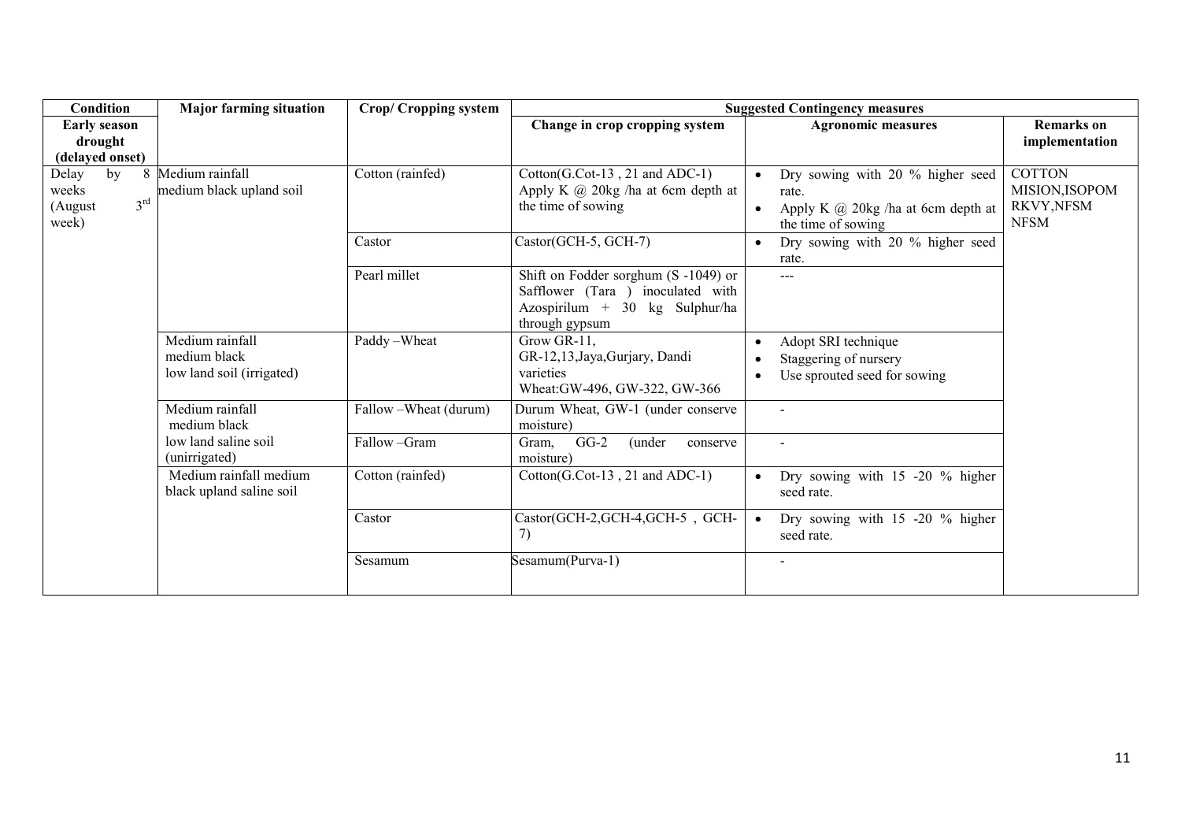| Condition | Major farming situation | Crop/ Cropping system | Suggested Contingency measures | | |
|---|---|---|---|---|---|
| **Early season drought (delayed onset)** | | | **Change in crop cropping system** | **Agronomic measures** | **Remarks on implementation** |
| Delay by 8 weeks (August 3rd week) | Medium rainfall medium black upland soil | Cotton (rainfed) | Cotton(G.Cot-13 , 21 and ADC-1) Apply K @ 20kg /ha at 6cm depth at the time of sowing | • Dry sowing with 20 % higher seed rate.<br>• Apply K @ 20kg /ha at 6cm depth at the time of sowing | COTTON MISION,ISOPOM RKVY,NFSM NFSM |
| | | Castor | Castor(GCH-5, GCH-7) | • Dry sowing with 20 % higher seed rate. | |
| | | Pearl millet | Shift on Fodder sorghum (S -1049) or Safflower (Tara ) inoculated with Azospirilum + 30 kg Sulphur/ha through gypsum | --- | |
| | Medium rainfall medium black low land soil (irrigated) | Paddy –Wheat | Grow GR-11, GR-12,13,Jaya,Gurjary, Dandi varieties Wheat:GW-496, GW-322, GW-366 | • Adopt SRI technique<br>• Staggering of nursery<br>• Use sprouted seed for sowing | |
| | Medium rainfall medium black low land saline soil (unirrigated) | Fallow –Wheat (durum) | Durum Wheat, GW-1 (under conserve moisture) | - | |
| | | Fallow –Gram | Gram, GG-2 (under conserve moisture) | - | |
| | Medium rainfall medium black upland saline soil | Cotton (rainfed) | Cotton(G.Cot-13 , 21 and ADC-1) | • Dry sowing with 15 -20 % higher seed rate. | |
| | | Castor | Castor(GCH-2,GCH-4,GCH-5 , GCH-7) | • Dry sowing with 15 -20 % higher seed rate. | |
| | | Sesamum | Sesamum(Purva-1) | - | |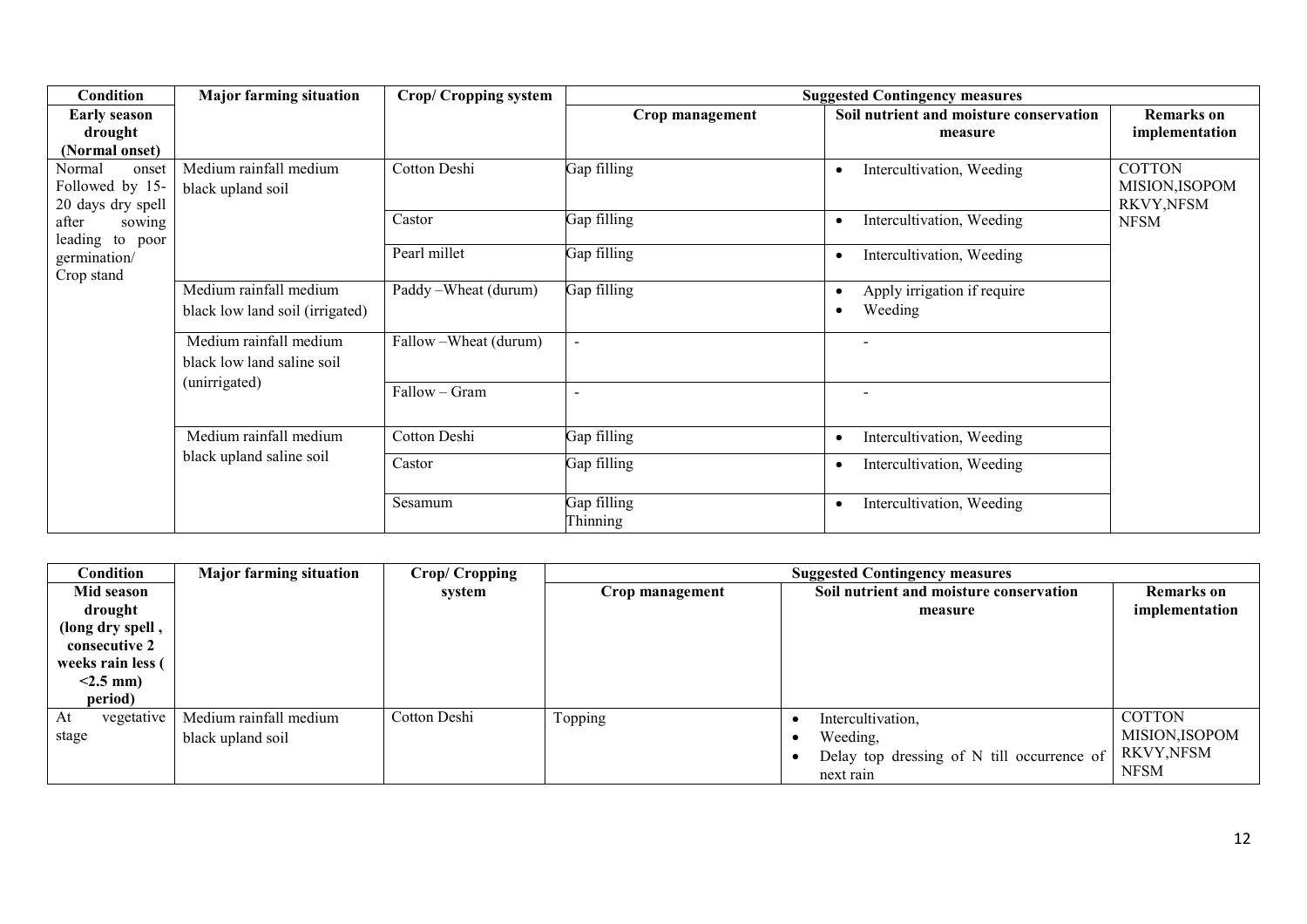| Condition | Major farming situation | Crop/ Cropping system | Suggested Contingency measures | | |
|---|---|---|---|---|---|
| **Early season drought (Normal onset)** | | | **Crop management** | **Soil nutrient and moisture conservation measure** | **Remarks on implementation** |
| Normal onset Followed by 15-20 days dry spell after sowing leading to poor germination/ Crop stand | Medium rainfall medium black upland soil | Cotton Deshi | Gap filling | • Intercultivation, Weeding | COTTON MISION,ISOPOM RKVY,NFSM |
| | | Castor | Gap filling | • Intercultivation, Weeding | NFSM |
| | | Pearl millet | Gap filling | • Intercultivation, Weeding | |
| | Medium rainfall medium black low land soil (irrigated) | Paddy –Wheat (durum) | Gap filling | • Apply irrigation if require<br>• Weeding | |
| | Medium rainfall medium black low land saline soil (unirrigated) | Fallow –Wheat (durum) | - | - | |
| | | Fallow – Gram | - | - | |
| | Medium rainfall medium black upland saline soil | Cotton Deshi | Gap filling | • Intercultivation, Weeding | |
| | | Castor | Gap filling | • Intercultivation, Weeding | |
| | | Sesamum | Gap filling<br>Thinning | • Intercultivation, Weeding | |

| Condition | Major farming situation | Crop/ Cropping system | Suggested Contingency measures | | |
|---|---|---|---|---|---|
| **Mid season drought (long dry spell , consecutive 2 weeks rain less ( <2.5 mm) period)** | | | **Crop management** | **Soil nutrient and moisture conservation measure** | **Remarks on implementation** |
| At vegetative stage | Medium rainfall medium black upland soil | Cotton Deshi | Topping | • Intercultivation,<br>• Weeding,<br>• Delay top dressing of N till occurrence of next rain | COTTON MISION,ISOPOM RKVY,NFSM NFSM |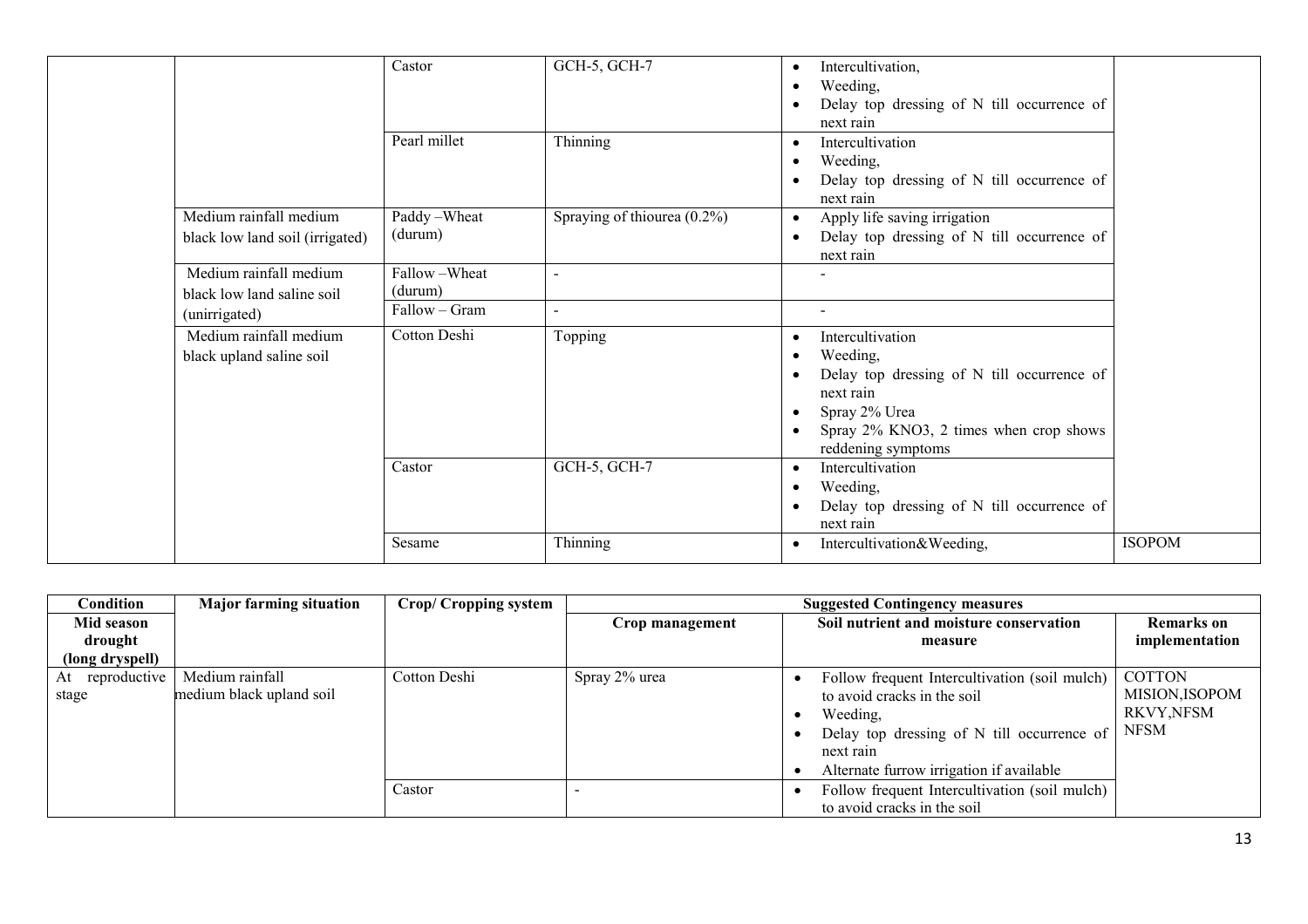| | | Castor | GCH-5, GCH-7 | • Intercultivation,<br>• Weeding,<br>• Delay top dressing of N till occurrence of next rain | |
|---|---|---|---|---|---|
| | | Pearl millet | Thinning | • Intercultivation<br>• Weeding,<br>• Delay top dressing of N till occurrence of next rain | |
| | Medium rainfall medium black low land soil (irrigated) | Paddy –Wheat (durum) | Spraying of thiourea (0.2%) | • Apply life saving irrigation<br>• Delay top dressing of N till occurrence of next rain | |
| | Medium rainfall medium black low land saline soil (unirrigated) | Fallow –Wheat (durum) | - | - | |
| | | Fallow – Gram | - | - | |
| | Medium rainfall medium black upland saline soil | Cotton Deshi | Topping | • Intercultivation<br>• Weeding,<br>• Delay top dressing of N till occurrence of next rain<br>• Spray 2% Urea<br>• Spray 2% KNO3, 2 times when crop shows reddening symptoms | |
| | | Castor | GCH-5, GCH-7 | • Intercultivation<br>• Weeding,<br>• Delay top dressing of N till occurrence of next rain | |
| | | Sesame | Thinning | • Intercultivation&Weeding, | ISOPOM |

| Condition | Major farming situation | Crop/ Cropping system | Suggested Contingency measures | | |
|---|---|---|---|---|---|
| Mid season drought (long dryspell) | | | Crop management | Soil nutrient and moisture conservation measure | Remarks on implementation |
| At reproductive stage | Medium rainfall medium black upland soil | Cotton Deshi | Spray 2% urea | • Follow frequent Intercultivation (soil mulch) to avoid cracks in the soil<br>• Weeding,<br>• Delay top dressing of N till occurrence of next rain<br>• Alternate furrow irrigation if available | COTTON MISION,ISOPOM RKVY,NFSM NFSM |
| | | Castor | - | • Follow frequent Intercultivation (soil mulch) to avoid cracks in the soil | |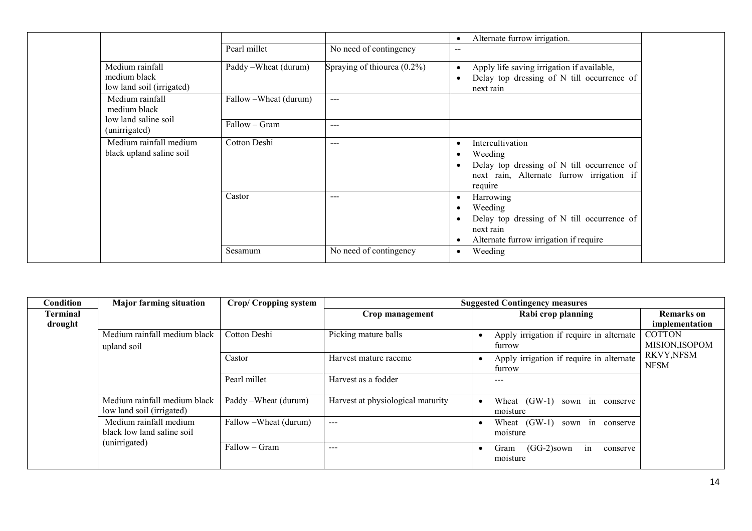| | | | | • Alternate furrow irrigation. | |
|---|---|---|---|---|---|
| | | Pearl millet | No need of contingency | -- | |
| | Medium rainfall medium black low land soil (irrigated) | Paddy –Wheat (durum) | Spraying of thiourea (0.2%) | • Apply life saving irrigation if available,<br>• Delay top dressing of N till occurrence of next rain | |
| | Medium rainfall medium black low land saline soil (unirrigated) | Fallow –Wheat (durum) | --- | | |
| | | Fallow – Gram | --- | | |
| | Medium rainfall medium black upland saline soil | Cotton Deshi | --- | • Intercultivation<br>• Weeding<br>• Delay top dressing of N till occurrence of next rain, Alternate furrow irrigation if require | |
| | | Castor | --- | • Harrowing<br>• Weeding<br>• Delay top dressing of N till occurrence of next rain<br>• Alternate furrow irrigation if require | |
| | | Sesamum | No need of contingency | • Weeding | |

| Condition | Major farming situation | Crop/ Cropping system | Suggested Contingency measures | | |
|---|---|---|---|---|---|
| **Terminal drought** | | | **Crop management** | **Rabi crop planning** | **Remarks on implementation** |
| | Medium rainfall medium black upland soil | Cotton Deshi | Picking mature balls | • Apply irrigation if require in alternate furrow | COTTON MISION,ISOPOM RKVY,NFSM NFSM |
| | | Castor | Harvest mature raceme | • Apply irrigation if require in alternate furrow | |
| | | Pearl millet | Harvest as a fodder | --- | |
| | Medium rainfall medium black low land soil (irrigated) | Paddy –Wheat (durum) | Harvest at physiological maturity | • Wheat (GW-1) sown in conserve moisture | |
| | Medium rainfall medium black low land saline soil (unirrigated) | Fallow –Wheat (durum) | --- | • Wheat (GW-1) sown in conserve moisture | |
| | | Fallow – Gram | --- | • Gram (GG-2)sown in conserve moisture | |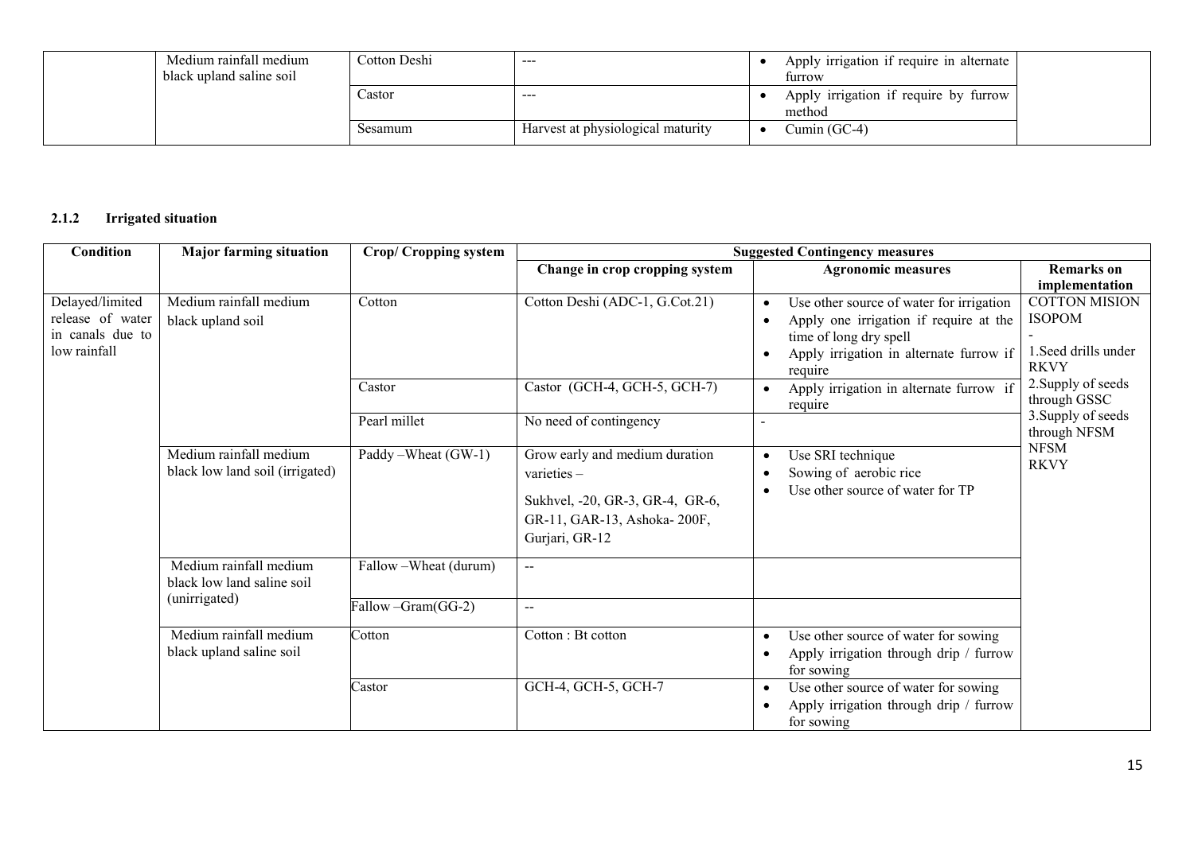|  | Major farming situation | Crop/ Cropping system | Change in crop cropping system | Agronomic measures | Remarks on implementation |
|---|---|---|---|---|---|
|  | Medium rainfall medium black upland saline soil | Cotton Deshi | --- | • Apply irrigation if require in alternate furrow |  |
|  |  | Castor | --- | • Apply irrigation if require by furrow method |  |
|  |  | Sesamum | Harvest at physiological maturity | • Cumin (GC-4) |  |

### 2.1.2 Irrigated situation

| Condition | Major farming situation | Crop/ Cropping system | Suggested Contingency measures | | |
|---|---|---|---|---|---|
|  |  |  | Change in crop cropping system | Agronomic measures | Remarks on implementation |
| Delayed/limited release of water in canals due to low rainfall | Medium rainfall medium black upland soil | Cotton | Cotton Deshi (ADC-1, G.Cot.21) | • Use other source of water for irrigation<br>• Apply one irrigation if require at the time of long dry spell<br>• Apply irrigation in alternate furrow if require | COTTON MISION ISOPOM<br>-<br>1.Seed drills under RKVY<br>2.Supply of seeds through GSSC<br>3.Supply of seeds through NFSM<br>NFSM<br>RKVY |
|  |  | Castor | Castor (GCH-4, GCH-5, GCH-7) | • Apply irrigation in alternate furrow if require |  |
|  |  | Pearl millet | No need of contingency | - |  |
|  | Medium rainfall medium black low land soil (irrigated) | Paddy –Wheat (GW-1) | Grow early and medium duration varieties –<br>Sukhvel, -20, GR-3, GR-4, GR-6, GR-11, GAR-13, Ashoka- 200F, Gurjari, GR-12 | • Use SRI technique<br>• Sowing of aerobic rice<br>• Use other source of water for TP |  |
|  | Medium rainfall medium black low land saline soil (unirrigated) | Fallow –Wheat (durum) | -- |  |  |
|  |  | Fallow –Gram(GG-2) | -- |  |  |
|  | Medium rainfall medium black upland saline soil | Cotton | Cotton : Bt cotton | • Use other source of water for sowing<br>• Apply irrigation through drip / furrow for sowing |  |
|  |  | Castor | GCH-4, GCH-5, GCH-7 | • Use other source of water for sowing<br>• Apply irrigation through drip / furrow for sowing |  |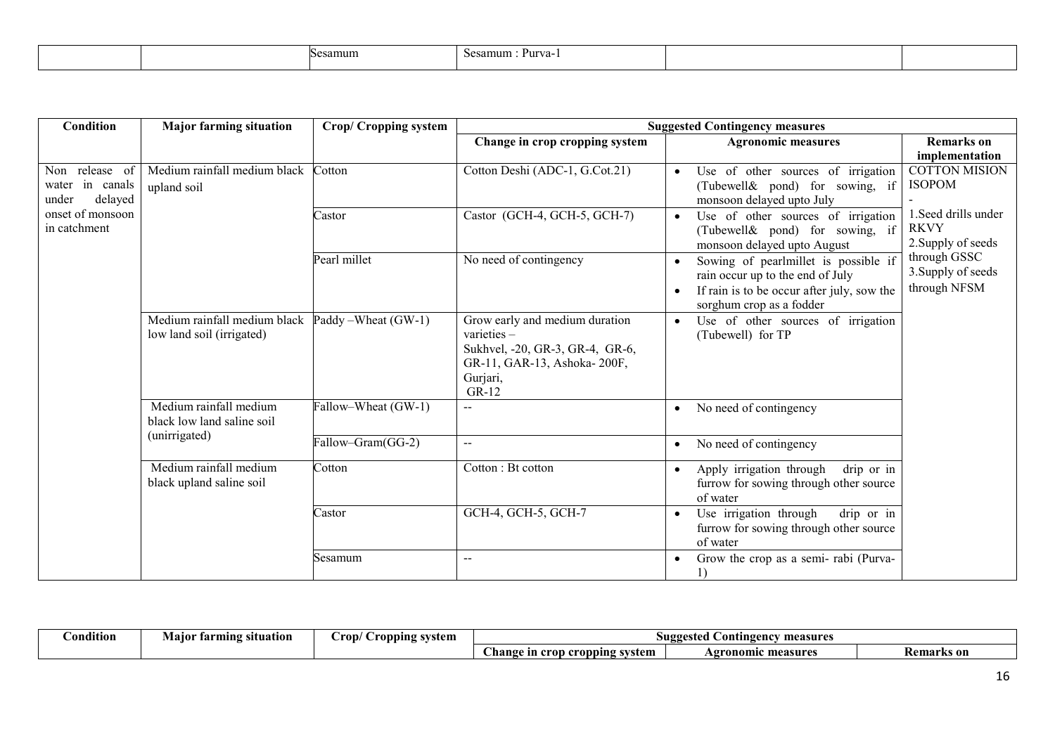| | | Sesamum | Sesamum : Purva-1 | | |
|---|---|---|---|---|---|

| Condition | Major farming situation | Crop/ Cropping system | Suggested Contingency measures | | |
|---|---|---|---|---|---|
| | | | Change in crop cropping system | Agronomic measures | Remarks on implementation |
| Non release of water in canals under delayed onset of monsoon in catchment | Medium rainfall medium black upland soil | Cotton | Cotton Deshi (ADC-1, G.Cot.21) | • Use of other sources of irrigation (Tubewell& pond) for sowing, if monsoon delayed upto July | COTTON MISION ISOPOM<br>-<br>1.Seed drills under RKVY<br>2.Supply of seeds through GSSC<br>3.Supply of seeds through NFSM |
| | | Castor | Castor (GCH-4, GCH-5, GCH-7) | • Use of other sources of irrigation (Tubewell& pond) for sowing, if monsoon delayed upto August | |
| | | Pearl millet | No need of contingency | • Sowing of pearlmillet is possible if rain occur up to the end of July<br>• If rain is to be occur after july, sow the sorghum crop as a fodder | |
| | Medium rainfall medium black low land soil (irrigated) | Paddy –Wheat (GW-1) | Grow early and medium duration varieties – Sukhvel, -20, GR-3, GR-4, GR-6, GR-11, GAR-13, Ashoka- 200F, Gurjari, GR-12 | • Use of other sources of irrigation (Tubewell) for TP | |
| | Medium rainfall medium black low land saline soil (unirrigated) | Fallow–Wheat (GW-1) | -- | • No need of contingency | |
| | | Fallow–Gram(GG-2) | -- | • No need of contingency | |
| | Medium rainfall medium black upland saline soil | Cotton | Cotton : Bt cotton | • Apply irrigation through drip or in furrow for sowing through other source of water | |
| | | Castor | GCH-4, GCH-5, GCH-7 | • Use irrigation through drip or in furrow for sowing through other source of water | |
| | | Sesamum | -- | • Grow the crop as a semi- rabi (Purva-1) | |

| Condition | Major farming situation | Crop/ Cropping system | Suggested Contingency measures | | |
|---|---|---|---|---|---|
| | | | Change in crop cropping system | Agronomic measures | Remarks on |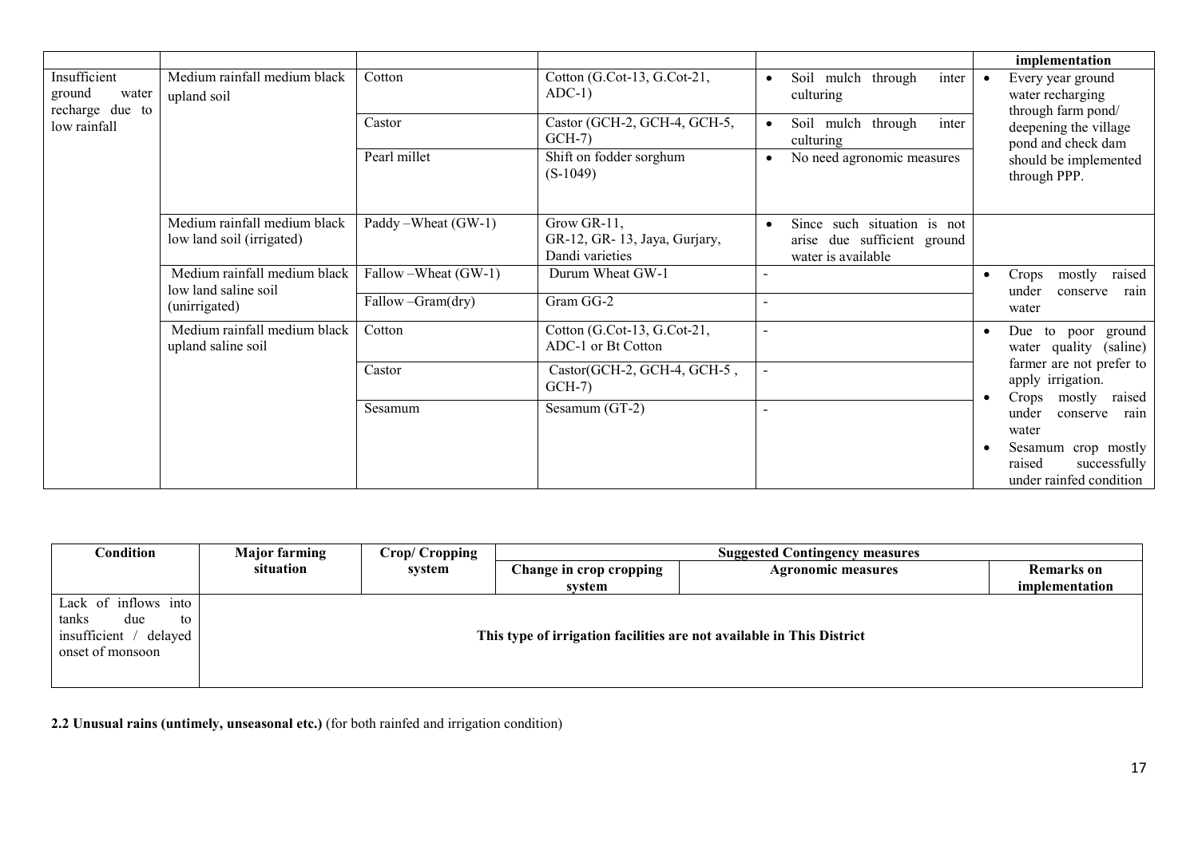| | | | | | implementation |
|---|---|---|---|---|---|
| Insufficient ground water recharge due to low rainfall | Medium rainfall medium black upland soil | Cotton | Cotton (G.Cot-13, G.Cot-21, ADC-1) | • Soil mulch through inter culturing | • Every year ground water recharging through farm pond/ deepening the village pond and check dam should be implemented through PPP. |
| | | Castor | Castor (GCH-2, GCH-4, GCH-5, GCH-7) | • Soil mulch through inter culturing | |
| | | Pearl millet | Shift on fodder sorghum (S-1049) | • No need agronomic measures | |
| | Medium rainfall medium black low land soil (irrigated) | Paddy –Wheat (GW-1) | Grow GR-11, GR-12, GR- 13, Jaya, Gurjary, Dandi varieties | • Since such situation is not arise due sufficient ground water is available | |
| | Medium rainfall medium black low land saline soil (unirrigated) | Fallow –Wheat (GW-1) | Durum Wheat GW-1 | - | • Crops mostly raised under conserve rain water |
| | | Fallow –Gram(dry) | Gram GG-2 | - | |
| | Medium rainfall medium black upland saline soil | Cotton | Cotton (G.Cot-13, G.Cot-21, ADC-1 or Bt Cotton | - | • Due to poor ground water quality (saline) farmer are not prefer to apply irrigation.<br>• Crops mostly raised under conserve rain water<br>• Sesamum crop mostly raised successfully under rainfed condition |
| | | Castor | Castor(GCH-2, GCH-4, GCH-5 , GCH-7) | - | |
| | | Sesamum | Sesamum (GT-2) | - | |

| Condition | Major farming situation | Crop/ Cropping system | Suggested Contingency measures | | |
|---|---|---|---|---|---|
| | | | Change in crop cropping system | Agronomic measures | Remarks on implementation |
| Lack of inflows into tanks due to insufficient / delayed onset of monsoon | This type of irrigation facilities are not available in This District | | | | |

**2.2 Unusual rains (untimely, unseasonal etc.)** (for both rainfed and irrigation condition)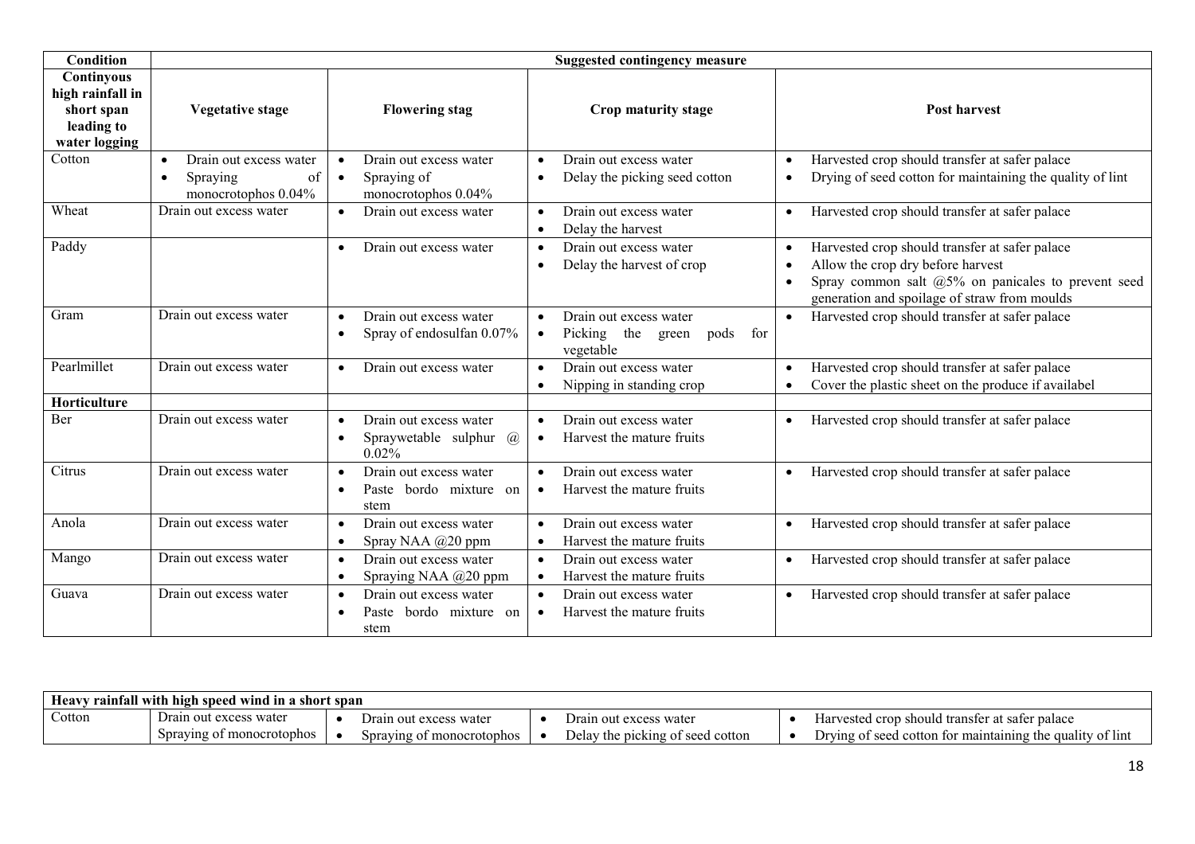| Condition | Suggested contingency measure | | | |
|---|---|---|---|---|
| **Continyous high rainfall in short span leading to water logging** | **Vegetative stage** | **Flowering stag** | **Crop maturity stage** | **Post harvest** |
| Cotton | • Drain out excess water<br>• Spraying of monocrotophos 0.04% | • Drain out excess water<br>• Spraying of monocrotophos 0.04% | • Drain out excess water<br>• Delay the picking seed cotton | • Harvested crop should transfer at safer palace<br>• Drying of seed cotton for maintaining the quality of lint |
| Wheat | Drain out excess water | • Drain out excess water | • Drain out excess water<br>• Delay the harvest | • Harvested crop should transfer at safer palace |
| Paddy | | • Drain out excess water | • Drain out excess water<br>• Delay the harvest of crop | • Harvested crop should transfer at safer palace<br>• Allow the crop dry before harvest<br>• Spray common salt @5% on panicales to prevent seed generation and spoilage of straw from moulds |
| Gram | Drain out excess water | • Drain out excess water<br>• Spray of endosulfan 0.07% | • Drain out excess water<br>• Picking the green pods for vegetable | • Harvested crop should transfer at safer palace |
| Pearlmillet | Drain out excess water | • Drain out excess water | • Drain out excess water<br>• Nipping in standing crop | • Harvested crop should transfer at safer palace<br>• Cover the plastic sheet on the produce if availabel |
| **Horticulture** | | | | |
| Ber | Drain out excess water | • Drain out excess water<br>• Spraywetable sulphur @ 0.02% | • Drain out excess water<br>• Harvest the mature fruits | • Harvested crop should transfer at safer palace |
| Citrus | Drain out excess water | • Drain out excess water<br>• Paste bordo mixture on stem | • Drain out excess water<br>• Harvest the mature fruits | • Harvested crop should transfer at safer palace |
| Anola | Drain out excess water | • Drain out excess water<br>• Spray NAA @20 ppm | • Drain out excess water<br>• Harvest the mature fruits | • Harvested crop should transfer at safer palace |
| Mango | Drain out excess water | • Drain out excess water<br>• Spraying NAA @20 ppm | • Drain out excess water<br>• Harvest the mature fruits | • Harvested crop should transfer at safer palace |
| Guava | Drain out excess water | • Drain out excess water<br>• Paste bordo mixture on stem | • Drain out excess water<br>• Harvest the mature fruits | • Harvested crop should transfer at safer palace |

| **Heavy rainfall with high speed wind in a short span** | | | | |
|---|---|---|---|---|
| Cotton | Drain out excess water<br>Spraying of monocrotophos | • Drain out excess water<br>• Spraying of monocrotophos | • Drain out excess water<br>• Delay the picking of seed cotton | • Harvested crop should transfer at safer palace<br>• Drying of seed cotton for maintaining the quality of lint |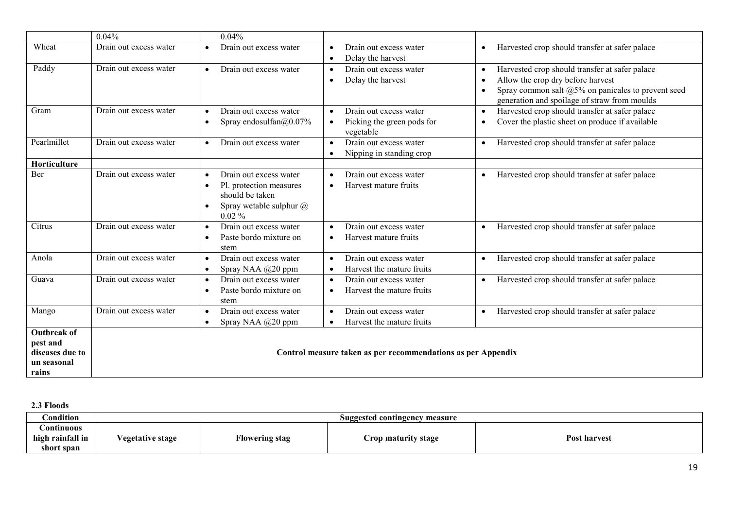| | 0.04% | 0.04% | | |
|---|---|---|---|---|
| Wheat | Drain out excess water | • Drain out excess water | • Drain out excess water<br>• Delay the harvest | • Harvested crop should transfer at safer palace |
| Paddy | Drain out excess water | • Drain out excess water | • Drain out excess water<br>• Delay the harvest | • Harvested crop should transfer at safer palace<br>• Allow the crop dry before harvest<br>• Spray common salt @5% on panicales to prevent seed generation and spoilage of straw from moulds |
| Gram | Drain out excess water | • Drain out excess water<br>• Spray endosulfan@0.07% | • Drain out excess water<br>• Picking the green pods for vegetable | • Harvested crop should transfer at safer palace<br>• Cover the plastic sheet on produce if available |
| Pearlmillet | Drain out excess water | • Drain out excess water | • Drain out excess water<br>• Nipping in standing crop | • Harvested crop should transfer at safer palace |
| **Horticulture** | | | | |
| Ber | Drain out excess water | • Drain out excess water<br>• Pl. protection measures should be taken<br>• Spray wetable sulphur @ 0.02 % | • Drain out excess water<br>• Harvest mature fruits | • Harvested crop should transfer at safer palace |
| Citrus | Drain out excess water | • Drain out excess water<br>• Paste bordo mixture on stem | • Drain out excess water<br>• Harvest mature fruits | • Harvested crop should transfer at safer palace |
| Anola | Drain out excess water | • Drain out excess water<br>• Spray NAA @20 ppm | • Drain out excess water<br>• Harvest the mature fruits | • Harvested crop should transfer at safer palace |
| Guava | Drain out excess water | • Drain out excess water<br>• Paste bordo mixture on stem | • Drain out excess water<br>• Harvest the mature fruits | • Harvested crop should transfer at safer palace |
| Mango | Drain out excess water | • Drain out excess water<br>• Spray NAA @20 ppm | • Drain out excess water<br>• Harvest the mature fruits | • Harvested crop should transfer at safer palace |
| **Outbreak of pest and diseases due to un seasonal rains** | **Control measure taken as per recommendations as per Appendix** | | | |

**2.3 Floods**

| Condition | Suggested contingency measure | | | |
|---|---|---|---|---|
| **Continuous high rainfall in short span** | **Vegetative stage** | **Flowering stag** | **Crop maturity stage** | **Post harvest** |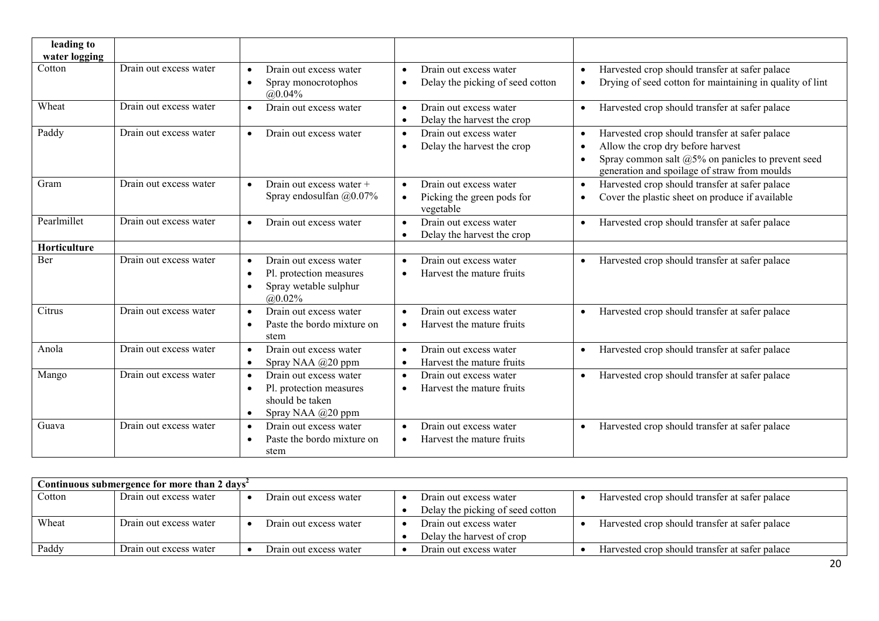| leading to water logging | | | | |
|---|---|---|---|---|
| Cotton | Drain out excess water | • Drain out excess water<br>• Spray monocrotophos @0.04% | • Drain out excess water<br>• Delay the picking of seed cotton | • Harvested crop should transfer at safer palace<br>• Drying of seed cotton for maintaining in quality of lint |
| Wheat | Drain out excess water | • Drain out excess water | • Drain out excess water<br>• Delay the harvest the crop | • Harvested crop should transfer at safer palace |
| Paddy | Drain out excess water | • Drain out excess water | • Drain out excess water<br>• Delay the harvest the crop | • Harvested crop should transfer at safer palace<br>• Allow the crop dry before harvest<br>• Spray common salt @5% on panicles to prevent seed generation and spoilage of straw from moulds |
| Gram | Drain out excess water | • Drain out excess water + Spray endosulfan @0.07% | • Drain out excess water<br>• Picking the green pods for vegetable | • Harvested crop should transfer at safer palace<br>• Cover the plastic sheet on produce if available |
| Pearlmillet | Drain out excess water | • Drain out excess water | • Drain out excess water<br>• Delay the harvest the crop | • Harvested crop should transfer at safer palace |
| **Horticulture** | | | | |
| Ber | Drain out excess water | • Drain out excess water<br>• Pl. protection measures<br>• Spray wetable sulphur @0.02% | • Drain out excess water<br>• Harvest the mature fruits | • Harvested crop should transfer at safer palace |
| Citrus | Drain out excess water | • Drain out excess water<br>• Paste the bordo mixture on stem | • Drain out excess water<br>• Harvest the mature fruits | • Harvested crop should transfer at safer palace |
| Anola | Drain out excess water | • Drain out excess water<br>• Spray NAA @20 ppm | • Drain out excess water<br>• Harvest the mature fruits | • Harvested crop should transfer at safer palace |
| Mango | Drain out excess water | • Drain out excess water<br>• Pl. protection measures should be taken<br>• Spray NAA @20 ppm | • Drain out excess water<br>• Harvest the mature fruits | • Harvested crop should transfer at safer palace |
| Guava | Drain out excess water | • Drain out excess water<br>• Paste the bordo mixture on stem | • Drain out excess water<br>• Harvest the mature fruits | • Harvested crop should transfer at safer palace |

| **Continuous submergence for more than 2 days[2]** | | | | |
|---|---|---|---|---|
| Cotton | Drain out excess water | • Drain out excess water | • Drain out excess water<br>• Delay the picking of seed cotton | • Harvested crop should transfer at safer palace |
| Wheat | Drain out excess water | • Drain out excess water | • Drain out excess water<br>• Delay the harvest of crop | • Harvested crop should transfer at safer palace |
| Paddy | Drain out excess water | • Drain out excess water | • Drain out excess water | • Harvested crop should transfer at safer palace |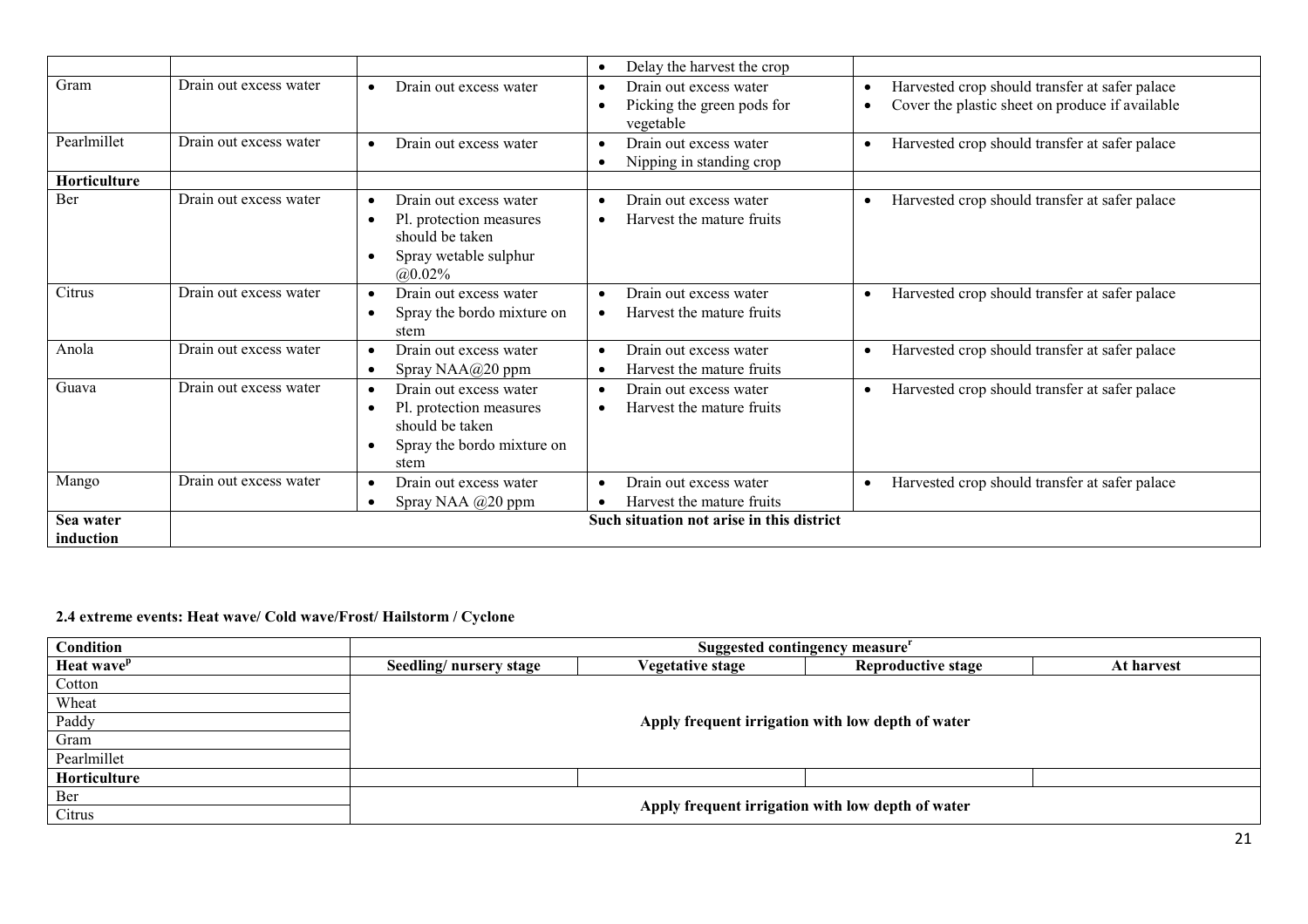| | | | | |
|---|---|---|---|---|
| | | | • Delay the harvest the crop | |
| Gram | Drain out excess water | • Drain out excess water | • Drain out excess water<br>• Picking the green pods for vegetable | • Harvested crop should transfer at safer palace<br>• Cover the plastic sheet on produce if available |
| Pearlmillet | Drain out excess water | • Drain out excess water | • Drain out excess water<br>• Nipping in standing crop | • Harvested crop should transfer at safer palace |
| **Horticulture** | | | | |
| Ber | Drain out excess water | • Drain out excess water<br>• Pl. protection measures should be taken<br>• Spray wetable sulphur @0.02% | • Drain out excess water<br>• Harvest the mature fruits | • Harvested crop should transfer at safer palace |
| Citrus | Drain out excess water | • Drain out excess water<br>• Spray the bordo mixture on stem | • Drain out excess water<br>• Harvest the mature fruits | • Harvested crop should transfer at safer palace |
| Anola | Drain out excess water | • Drain out excess water<br>• Spray NAA@20 ppm | • Drain out excess water<br>• Harvest the mature fruits | • Harvested crop should transfer at safer palace |
| Guava | Drain out excess water | • Drain out excess water<br>• Pl. protection measures should be taken<br>• Spray the bordo mixture on stem | • Drain out excess water<br>• Harvest the mature fruits | • Harvested crop should transfer at safer palace |
| Mango | Drain out excess water | • Drain out excess water<br>• Spray NAA @20 ppm | • Drain out excess water<br>• Harvest the mature fruits | • Harvested crop should transfer at safer palace |
| **Sea water induction** | **Such situation not arise in this district** | | | |

**2.4 extreme events: Heat wave/ Cold wave/Frost/ Hailstorm / Cyclone**

| Condition | Suggested contingency measure[r] | | | |
|---|---|---|---|---|
| **Heat wave[p]** | **Seedling/ nursery stage** | **Vegetative stage** | **Reproductive stage** | **At harvest** |
| Cotton | **Apply frequent irrigation with low depth of water** | | | |
| Wheat | | | | |
| Paddy | | | | |
| Gram | | | | |
| Pearlmillet | | | | |
| **Horticulture** | | | | |
| Ber | **Apply frequent irrigation with low depth of water** | | | |
| Citrus | | | | |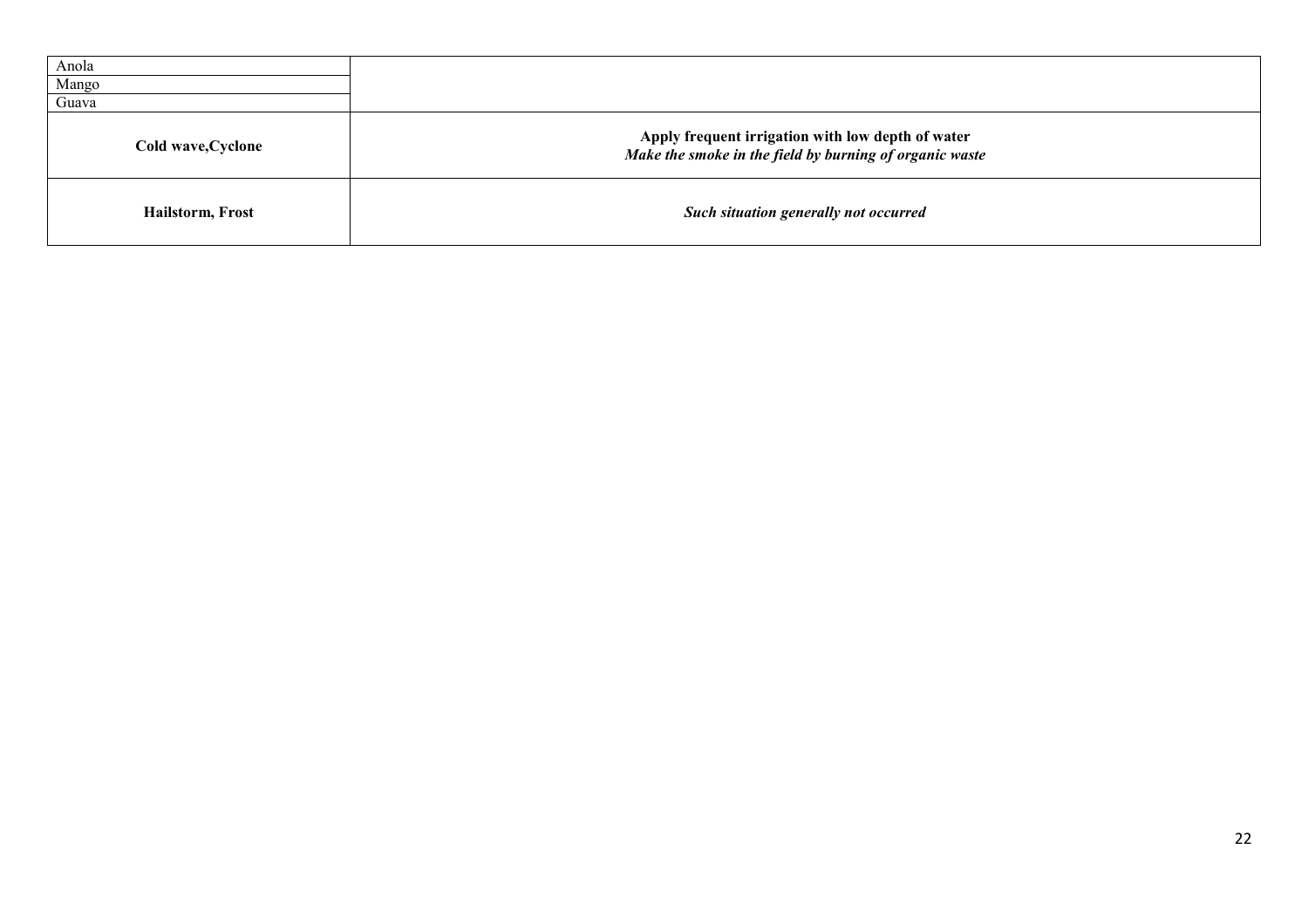| | |
|---|---|
| Anola<br>Mango<br>Guava | |
| **Cold wave,Cyclone** | **Apply frequent irrigation with low depth of water**<br>***Make the smoke in the field by burning of organic waste*** |
| **Hailstorm, Frost** | ***Such situation generally not occurred*** |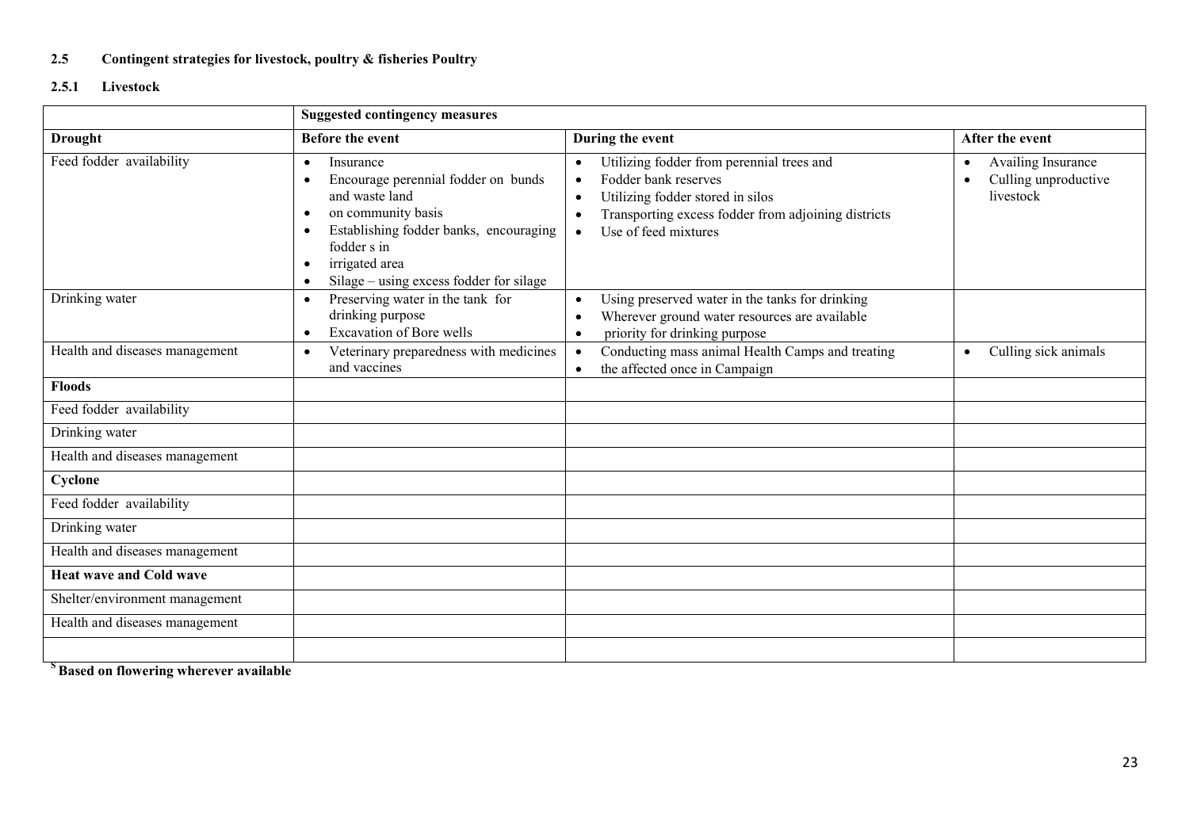## 2.5 Contingent strategies for livestock, poultry & fisheries Poultry

### 2.5.1 Livestock

| | Suggested contingency measures | | |
|---|---|---|---|
| **Drought** | **Before the event** | **During the event** | **After the event** |
| Feed fodder availability | • Insurance<br>• Encourage perennial fodder on bunds and waste land<br>• on community basis<br>• Establishing fodder banks, encouraging fodder s in<br>• irrigated area<br>• Silage – using excess fodder for silage | • Utilizing fodder from perennial trees and<br>• Fodder bank reserves<br>• Utilizing fodder stored in silos<br>• Transporting excess fodder from adjoining districts<br>• Use of feed mixtures | • Availing Insurance<br>• Culling unproductive livestock |
| Drinking water | • Preserving water in the tank for drinking purpose<br>• Excavation of Bore wells | • Using preserved water in the tanks for drinking<br>• Wherever ground water resources are available<br>• priority for drinking purpose | |
| Health and diseases management | • Veterinary preparedness with medicines and vaccines | • Conducting mass animal Health Camps and treating<br>• the affected once in Campaign | • Culling sick animals |
| **Floods** | | | |
| Feed fodder availability | | | |
| Drinking water | | | |
| Health and diseases management | | | |
| **Cyclone** | | | |
| Feed fodder availability | | | |
| Drinking water | | | |
| Health and diseases management | | | |
| **Heat wave and Cold wave** | | | |
| Shelter/environment management | | | |
| Health and diseases management | | | |
| | | | |

[s] **Based on flowering wherever available**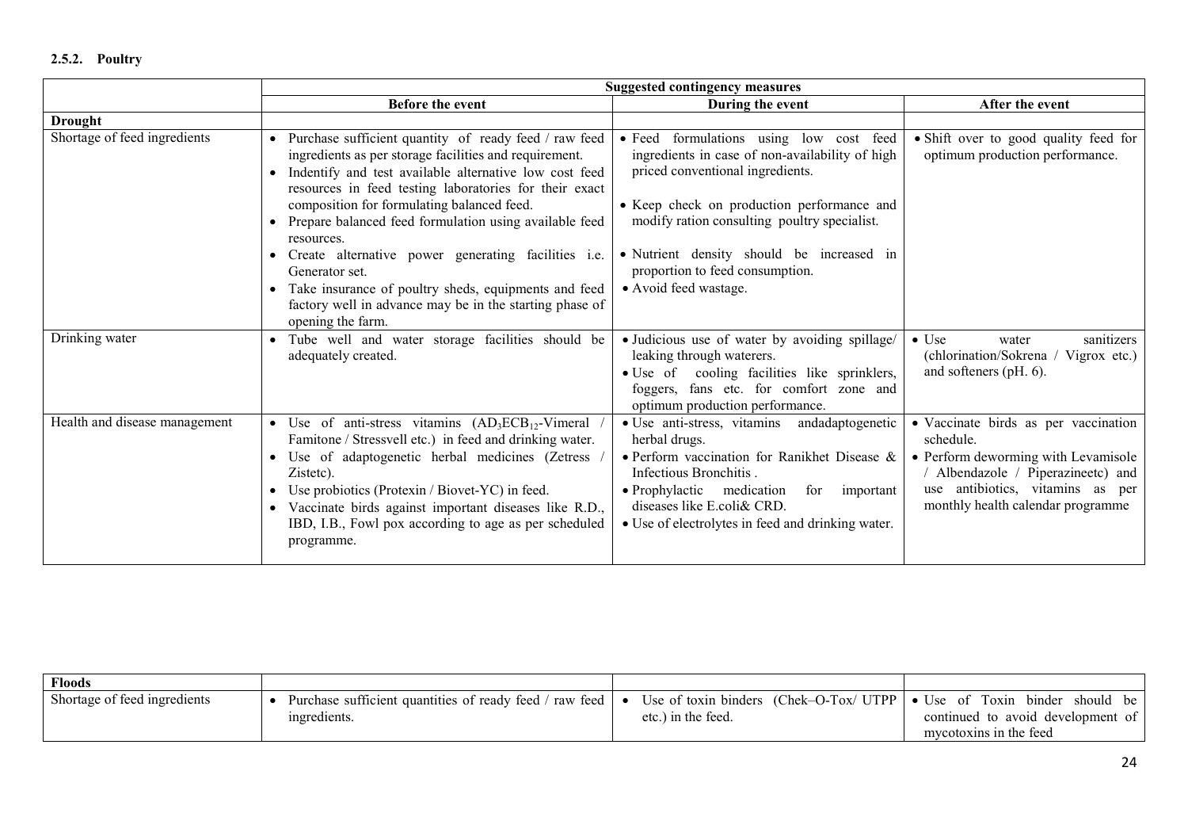### 2.5.2. Poultry

| | Suggested contingency measures | | |
|---|---|---|---|
| | **Before the event** | **During the event** | **After the event** |
| **Drought** | | | |
| Shortage of feed ingredients | • Purchase sufficient quantity of ready feed / raw feed ingredients as per storage facilities and requirement. • Indentify and test available alternative low cost feed resources in feed testing laboratories for their exact composition for formulating balanced feed. • Prepare balanced feed formulation using available feed resources. • Create alternative power generating facilities i.e. Generator set. • Take insurance of poultry sheds, equipments and feed factory well in advance may be in the starting phase of opening the farm. | • Feed formulations using low cost feed ingredients in case of non-availability of high priced conventional ingredients. • Keep check on production performance and modify ration consulting poultry specialist. • Nutrient density should be increased in proportion to feed consumption. • Avoid feed wastage. | • Shift over to good quality feed for optimum production performance. |
| Drinking water | • Tube well and water storage facilities should be adequately created. | • Judicious use of water by avoiding spillage/ leaking through waterers. • Use of cooling facilities like sprinklers, foggers, fans etc. for comfort zone and optimum production performance. | • Use water sanitizers (chlorination/Sokrena / Vigrox etc.) and softeners (pH. 6). |
| Health and disease management | • Use of anti-stress vitamins ($AD_3ECB_{12}$-Vimeral / Famitone / Stressvell etc.) in feed and drinking water. • Use of adaptogenetic herbal medicines (Zetress / Zistetc). • Use probiotics (Protexin / Biovet-YC) in feed. • Vaccinate birds against important diseases like R.D., IBD, I.B., Fowl pox according to age as per scheduled programme. | • Use anti-stress, vitamins andadaptogenetic herbal drugs. • Perform vaccination for Ranikhet Disease & Infectious Bronchitis . • Prophylactic medication for important diseases like E.coli& CRD. • Use of electrolytes in feed and drinking water. | • Vaccinate birds as per vaccination schedule. • Perform deworming with Levamisole / Albendazole / Piperazineetc) and use antibiotics, vitamins as per monthly health calendar programme |
| **Floods** | | | |
| Shortage of feed ingredients | • Purchase sufficient quantities of ready feed / raw feed ingredients. | • Use of toxin binders (Chek–O-Tox/ UTPP etc.) in the feed. | • Use of Toxin binder should be continued to avoid development of mycotoxins in the feed |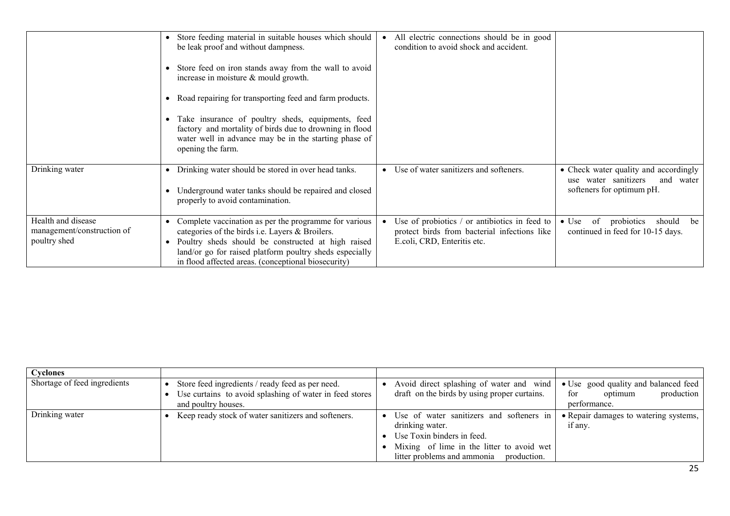| | | | |
|---|---|---|---|
| | • Store feeding material in suitable houses which should be leak proof and without dampness.<br>• Store feed on iron stands away from the wall to avoid increase in moisture & mould growth.<br>• Road repairing for transporting feed and farm products.<br>• Take insurance of poultry sheds, equipments, feed factory and mortality of birds due to drowning in flood water well in advance may be in the starting phase of opening the farm. | • All electric connections should be in good condition to avoid shock and accident. | |
| Drinking water | • Drinking water should be stored in over head tanks.<br>• Underground water tanks should be repaired and closed properly to avoid contamination. | • Use of water sanitizers and softeners. | • Check water quality and accordingly use water sanitizers and water softeners for optimum pH. |
| Health and disease management/construction of poultry shed | • Complete vaccination as per the programme for various categories of the birds i.e. Layers & Broilers.<br>• Poultry sheds should be constructed at high raised land/or go for raised platform poultry sheds especially in flood affected areas. (conceptional biosecurity) | • Use of probiotics / or antibiotics in feed to protect birds from bacterial infections like E.coli, CRD, Enteritis etc. | • Use of probiotics should be continued in feed for 10-15 days. |

| **Cyclones** | | | |
|---|---|---|---|
| Shortage of feed ingredients | • Store feed ingredients / ready feed as per need.<br>• Use curtains to avoid splashing of water in feed stores and poultry houses. | • Avoid direct splashing of water and wind draft on the birds by using proper curtains. | • Use good quality and balanced feed for optimum production performance. |
| Drinking water | • Keep ready stock of water sanitizers and softeners. | • Use of water sanitizers and softeners in drinking water.<br>• Use Toxin binders in feed.<br>• Mixing of lime in the litter to avoid wet litter problems and ammonia production. | • Repair damages to watering systems, if any. |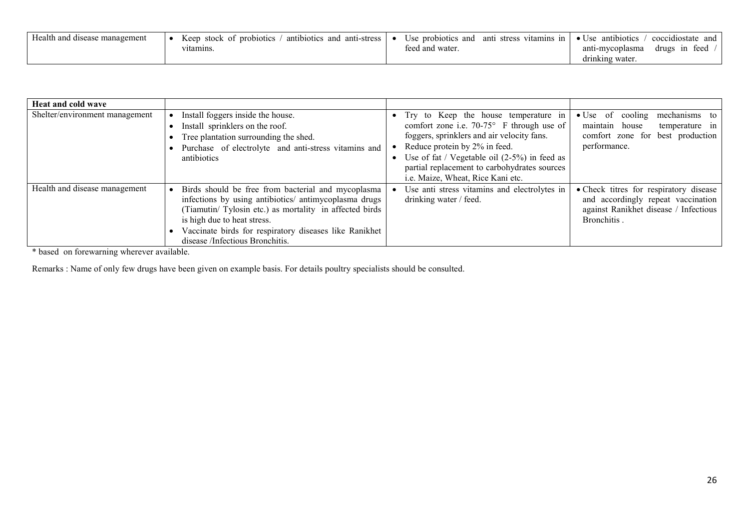| | | | |
|---|---|---|---|
| Health and disease management | • Keep stock of probiotics / antibiotics and anti-stress vitamins. | • Use probiotics and anti stress vitamins in feed and water. | • Use antibiotics / coccidiostate and anti-mycoplasma drugs in feed / drinking water. |

| **Heat and cold wave** | | | |
|---|---|---|---|
| Shelter/environment management | • Install foggers inside the house.<br>• Install sprinklers on the roof.<br>• Tree plantation surrounding the shed.<br>• Purchase of electrolyte and anti-stress vitamins and antibiotics | • Try to Keep the house temperature in comfort zone i.e. 70-75° F through use of foggers, sprinklers and air velocity fans.<br>• Reduce protein by 2% in feed.<br>• Use of fat / Vegetable oil (2-5%) in feed as partial replacement to carbohydrates sources i.e. Maize, Wheat, Rice Kani etc. | • Use of cooling mechanisms to maintain house temperature in comfort zone for best production performance. |
| Health and disease management | • Birds should be free from bacterial and mycoplasma infections by using antibiotics/ antimycoplasma drugs (Tiamutin/ Tylosin etc.) as mortality in affected birds is high due to heat stress.<br>• Vaccinate birds for respiratory diseases like Ranikhet disease /Infectious Bronchitis. | • Use anti stress vitamins and electrolytes in drinking water / feed. | • Check titres for respiratory disease and accordingly repeat vaccination against Ranikhet disease / Infectious Bronchitis . |

* based on forewarning wherever available.

Remarks : Name of only few drugs have been given on example basis. For details poultry specialists should be consulted.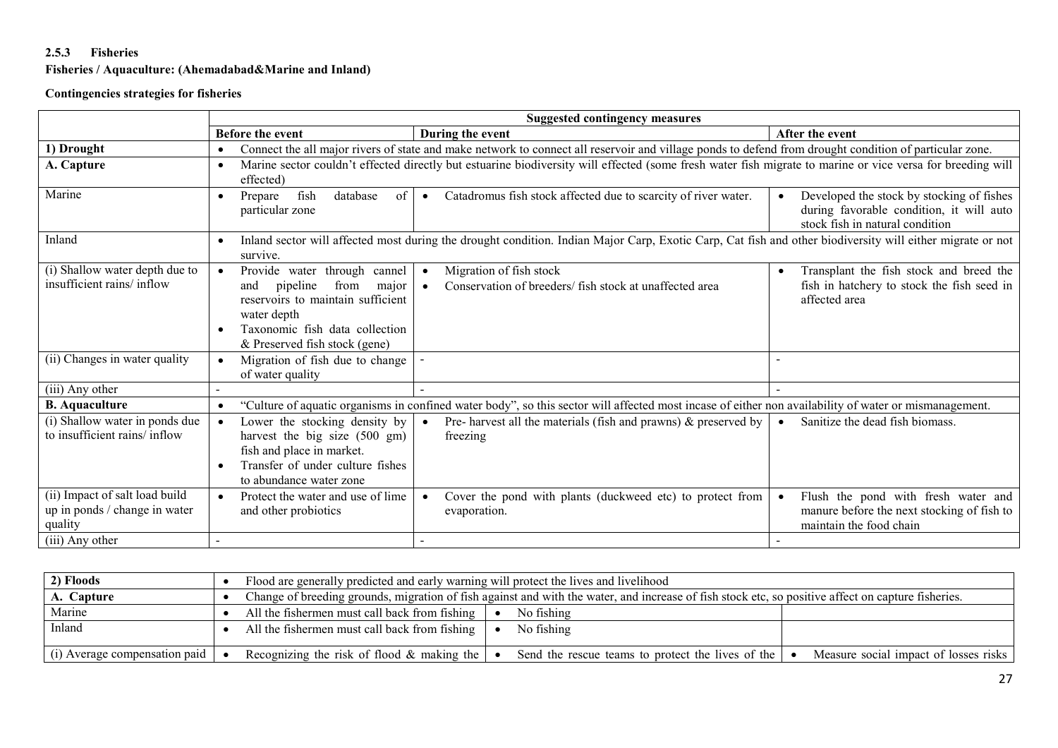#### 2.5.3 Fisheries

**Fisheries / Aquaculture: (Ahemadabad&Marine and Inland)**

**Contingencies strategies for fisheries**

| | Suggested contingency measures | | |
|---|---|---|---|
| | **Before the event** | **During the event** | **After the event** |
| **1) Drought** | • Connect the all major rivers of state and make network to connect all reservoir and village ponds to defend from drought condition of particular zone. | | |
| **A. Capture** | • Marine sector couldn't effected directly but estuarine biodiversity will effected (some fresh water fish migrate to marine or vice versa for breeding will effected) | | |
| Marine | • Prepare fish database of particular zone | • Catadromus fish stock affected due to scarcity of river water. | • Developed the stock by stocking of fishes during favorable condition, it will auto stock fish in natural condition |
| Inland | • Inland sector will affected most during the drought condition. Indian Major Carp, Exotic Carp, Cat fish and other biodiversity will either migrate or not survive. | | |
| (i) Shallow water depth due to insufficient rains/ inflow | • Provide water through cannel and pipeline from major reservoirs to maintain sufficient water depth<br>• Taxonomic fish data collection & Preserved fish stock (gene) | • Migration of fish stock<br>• Conservation of breeders/ fish stock at unaffected area | • Transplant the fish stock and breed the fish in hatchery to stock the fish seed in affected area |
| (ii) Changes in water quality | • Migration of fish due to change of water quality | - | - |
| (iii) Any other | - | - | - |
| **B. Aquaculture** | • "Culture of aquatic organisms in confined water body", so this sector will affected most incase of either non availability of water or mismanagement. | | |
| (i) Shallow water in ponds due to insufficient rains/ inflow | • Lower the stocking density by harvest the big size (500 gm) fish and place in market.<br>• Transfer of under culture fishes to abundance water zone | • Pre- harvest all the materials (fish and prawns) & preserved by freezing | • Sanitize the dead fish biomass. |
| (ii) Impact of salt load build up in ponds / change in water quality | • Protect the water and use of lime and other probiotics | • Cover the pond with plants (duckweed etc) to protect from evaporation. | • Flush the pond with fresh water and manure before the next stocking of fish to maintain the food chain |
| (iii) Any other | - | - | - |

| | | | |
|---|---|---|---|
| **2) Floods** | • Flood are generally predicted and early warning will protect the lives and livelihood | | |
| **A. Capture** | • Change of breeding grounds, migration of fish against and with the water, and increase of fish stock etc, so positive affect on capture fisheries. | | |
| Marine | • All the fishermen must call back from fishing | • No fishing | |
| Inland | • All the fishermen must call back from fishing | • No fishing | |
| (i) Average compensation paid | • Recognizing the risk of flood & making the | • Send the rescue teams to protect the lives of the | • Measure social impact of losses risks |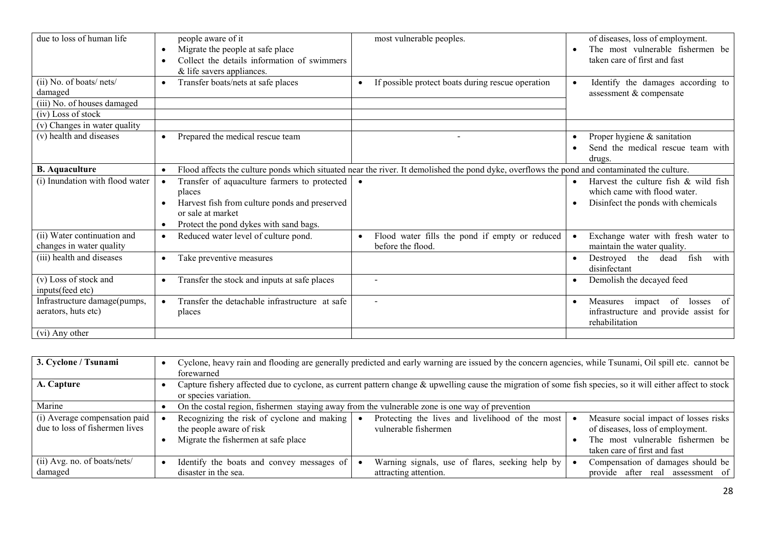| due to loss of human life | • people aware of it<br>• Migrate the people at safe place<br>• Collect the details information of swimmers & life savers appliances. | most vulnerable peoples. | of diseases, loss of employment.<br>• The most vulnerable fishermen be taken care of first and fast |
|---|---|---|---|
| (ii) No. of boats/ nets/ damaged | • Transfer boats/nets at safe places | • If possible protect boats during rescue operation | • Identify the damages according to assessment & compensate |
| (iii) No. of houses damaged | | | |
| (iv) Loss of stock | | | |
| (v) Changes in water quality | | | |
| (v) health and diseases | • Prepared the medical rescue team | - | • Proper hygiene & sanitation<br>• Send the medical rescue team with drugs. |
| **B. Aquaculture** | • Flood affects the culture ponds which situated near the river. It demolished the pond dyke, overflows the pond and contaminated the culture. | | |
| (i) Inundation with flood water | • Transfer of aquaculture farmers to protected places<br>• Harvest fish from culture ponds and preserved or sale at market<br>• Protect the pond dykes with sand bags. | • | • Harvest the culture fish & wild fish which came with flood water.<br>• Disinfect the ponds with chemicals |
| (ii) Water continuation and changes in water quality | • Reduced water level of culture pond. | • Flood water fills the pond if empty or reduced before the flood. | • Exchange water with fresh water to maintain the water quality. |
| (iii) health and diseases | • Take preventive measures | | • Destroyed the dead fish with disinfectant |
| (v) Loss of stock and inputs(feed etc) | • Transfer the stock and inputs at safe places | - | • Demolish the decayed feed |
| Infrastructure damage(pumps, aerators, huts etc) | • Transfer the detachable infrastructure at safe places | - | • Measures impact of losses of infrastructure and provide assist for rehabilitation |
| (vi) Any other | | | |

| **3. Cyclone / Tsunami** | • Cyclone, heavy rain and flooding are generally predicted and early warning are issued by the concern agencies, while Tsunami, Oil spill etc. cannot be forewarned | | |
|---|---|---|---|
| **A. Capture** | • Capture fishery affected due to cyclone, as current pattern change & upwelling cause the migration of some fish species, so it will either affect to stock or species variation. | | |
| Marine | • On the costal region, fishermen staying away from the vulnerable zone is one way of prevention | | |
| (i) Average compensation paid due to loss of fishermen lives | • Recognizing the risk of cyclone and making the people aware of risk<br>• Migrate the fishermen at safe place | • Protecting the lives and livelihood of the most vulnerable fishermen | • Measure social impact of losses risks of diseases, loss of employment.<br>• The most vulnerable fishermen be taken care of first and fast |
| (ii) Avg. no. of boats/nets/ damaged | • Identify the boats and convey messages of disaster in the sea. | • Warning signals, use of flares, seeking help by attracting attention. | • Compensation of damages should be provide after real assessment of |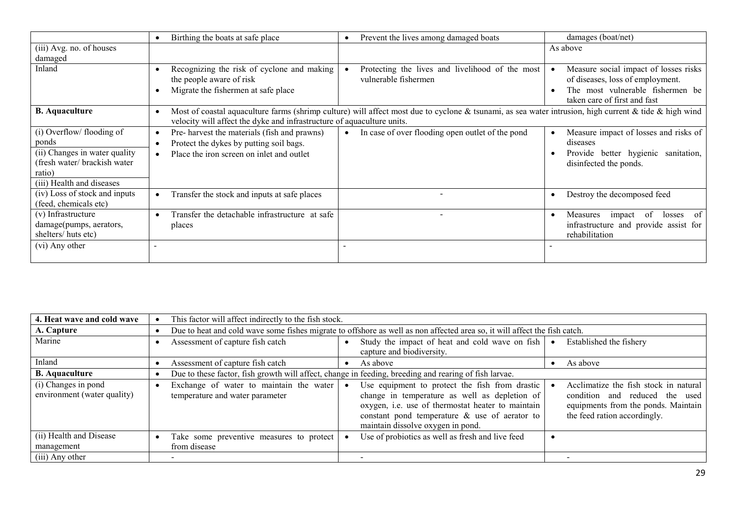| | | | |
|---|---|---|---|
| | • Birthing the boats at safe place | • Prevent the lives among damaged boats | damages (boat/net) |
| (iii) Avg. no. of houses damaged | | | As above |
| Inland | • Recognizing the risk of cyclone and making the people aware of risk<br>• Migrate the fishermen at safe place | • Protecting the lives and livelihood of the most vulnerable fishermen | • Measure social impact of losses risks of diseases, loss of employment.<br>• The most vulnerable fishermen be taken care of first and fast |
| **B. Aquaculture** | • Most of coastal aquaculture farms (shrimp culture) will affect most due to cyclone & tsunami, as sea water intrusion, high current & tide & high wind velocity will affect the dyke and infrastructure of aquaculture units. | | |
| (i) Overflow/ flooding of ponds<br>(ii) Changes in water quality (fresh water/ brackish water ratio)<br>(iii) Health and diseases | • Pre- harvest the materials (fish and prawns)<br>• Protect the dykes by putting soil bags.<br>• Place the iron screen on inlet and outlet | • In case of over flooding open outlet of the pond | • Measure impact of losses and risks of diseases<br>• Provide better hygienic sanitation, disinfected the ponds. |
| (iv) Loss of stock and inputs (feed, chemicals etc) | • Transfer the stock and inputs at safe places | - | • Destroy the decomposed feed |
| (v) Infrastructure damage(pumps, aerators, shelters/ huts etc) | • Transfer the detachable infrastructure at safe places | - | • Measures impact of losses of infrastructure and provide assist for rehabilitation |
| (vi) Any other | - | - | - |

| | | | |
|---|---|---|---|
| **4. Heat wave and cold wave** | • This factor will affect indirectly to the fish stock. | | |
| **A. Capture** | • Due to heat and cold wave some fishes migrate to offshore as well as non affected area so, it will affect the fish catch. | | |
| Marine | • Assessment of capture fish catch | • Study the impact of heat and cold wave on fish capture and biodiversity. | • Established the fishery |
| Inland | • Assessment of capture fish catch | • As above | • As above |
| **B. Aquaculture** | • Due to these factor, fish growth will affect, change in feeding, breeding and rearing of fish larvae. | | |
| (i) Changes in pond environment (water quality) | • Exchange of water to maintain the water temperature and water parameter | • Use equipment to protect the fish from drastic change in temperature as well as depletion of oxygen, i.e. use of thermostat heater to maintain constant pond temperature & use of aerator to maintain dissolve oxygen in pond. | • Acclimatize the fish stock in natural condition and reduced the used equipments from the ponds. Maintain the feed ration accordingly. |
| (ii) Health and Disease management | • Take some preventive measures to protect from disease | • Use of probiotics as well as fresh and live feed | • |
| (iii) Any other | - | - | - |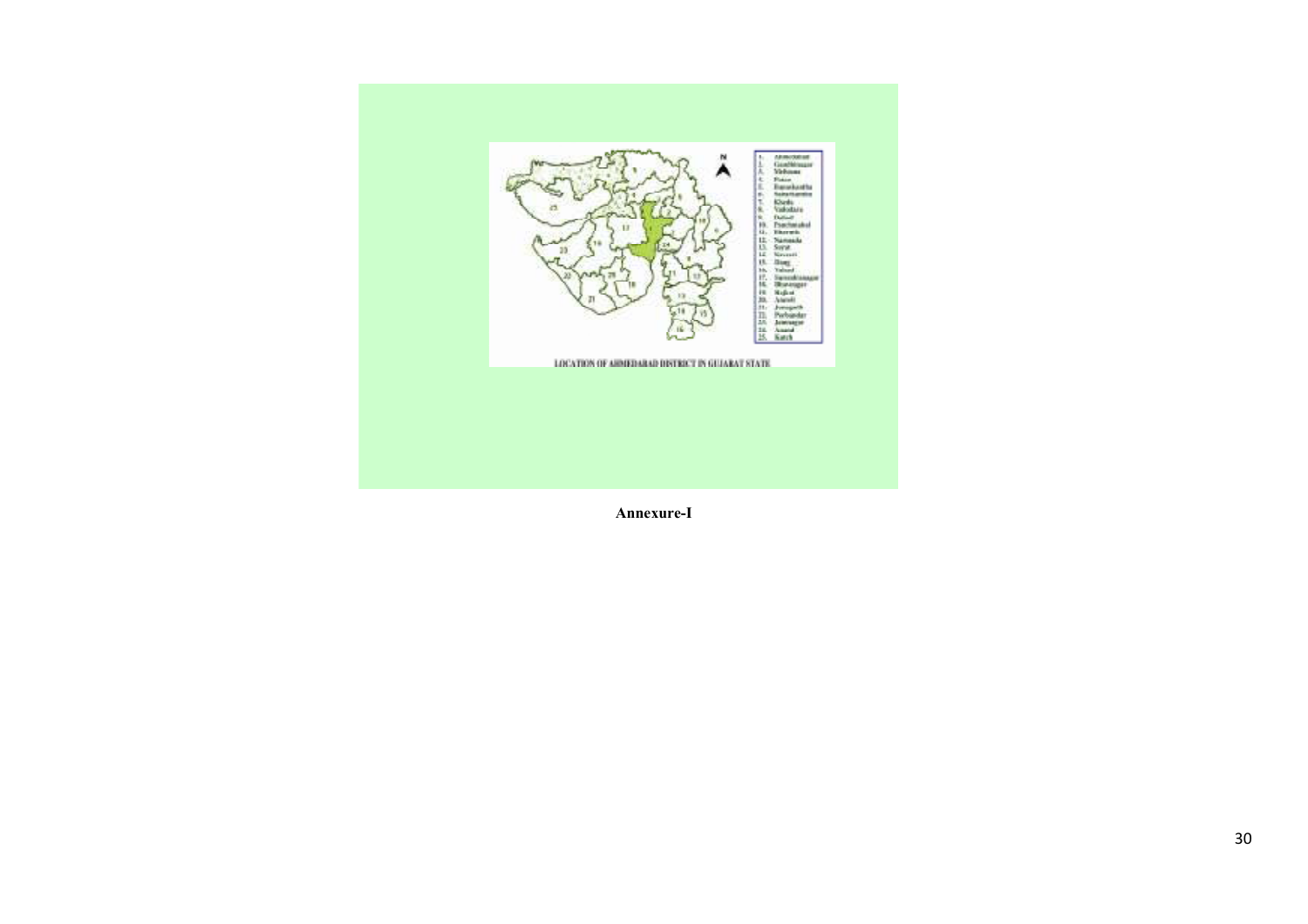1. Ahmedabad
2. Gandhinagar
3. Mehsana
4. Patan
5. Banaskantha
6. Sabarkantha
7. Kheda
8. Vadodara
9. Dahod
10. Panchmahal
11. Bharuch
12. Narmada
13. Surat
14. Navsari
15. Dang
16. Valsad
17. Surendranagar
18. Bhavnagar
19. Rajkot
20. Amreli
21. Junagadh
22. Porbandar
23. Jamnagar
24. Anand
25. Kutch

LOCATION OF AHMEDABAD DISTRICT IN GUJARAT STATE

**Annexure-I**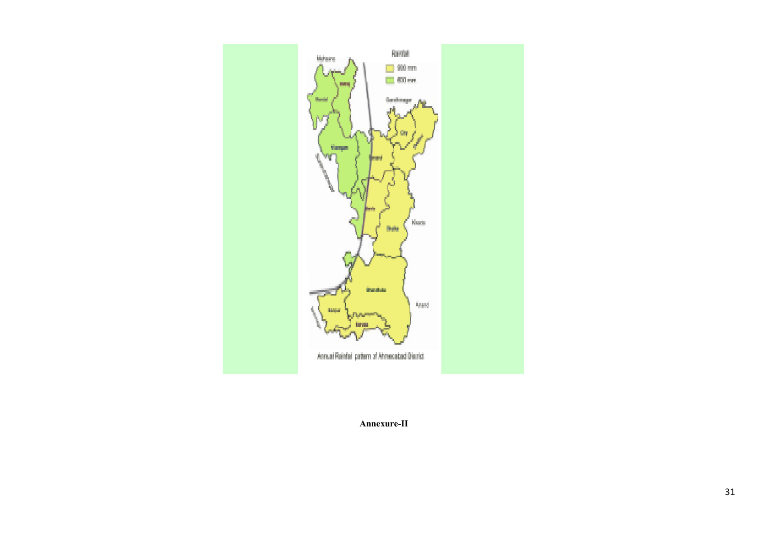Annual Rainfall pattern of Ahmedabad District

**Annexure-II**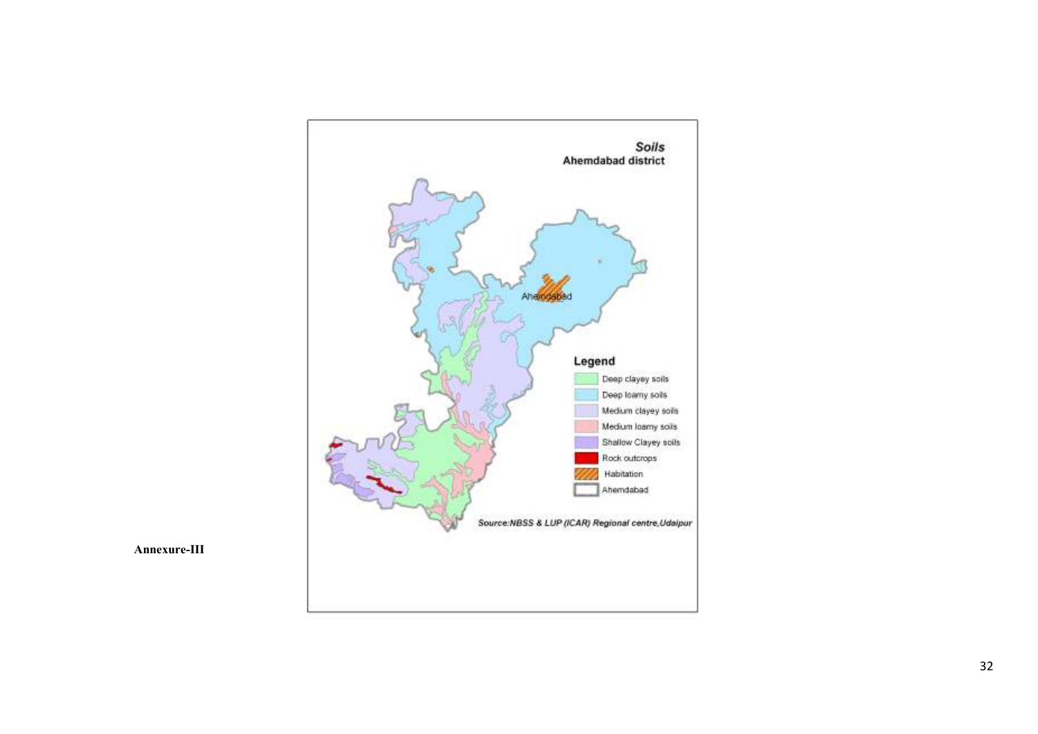Soils
Ahemdabad district

Ahemdabad

Legend

Deep clayey soils
Deep loamy soils
Medium clayey soils
Medium loamy soils
Shallow Clayey soils
Rock outcrops
Habitation
Ahemdabad

Source:NBSS & LUP (ICAR) Regional centre,Udaipur

**Annexure-III**